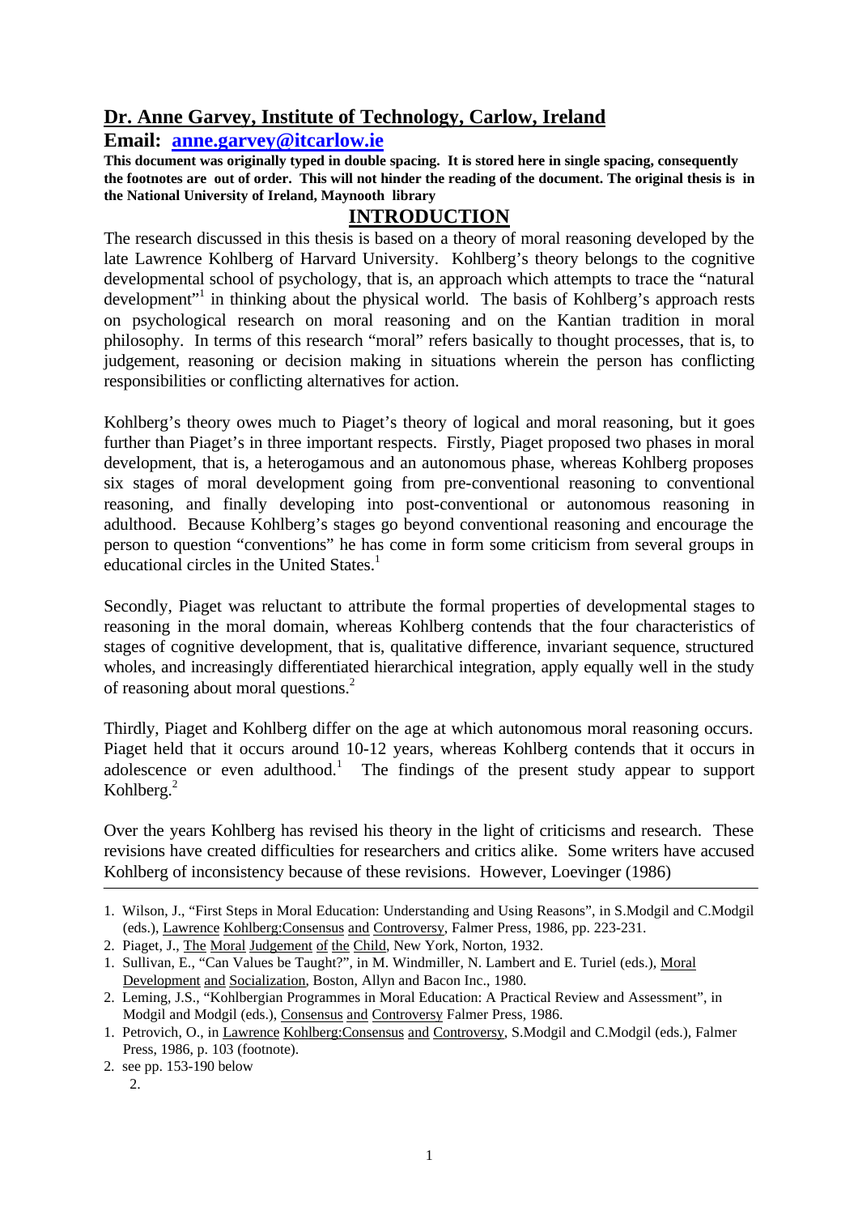## Dr. Anne Garvey, Institute of Technology, Carlow, Ireland

**Email: anne.garvey@itcarlow.ie**

**This document was originally typed in double spacing. It is stored here in single spacing, consequently the footnotes are out of order. This will not hinder the reading of the document. The original thesis is in the National University of Ireland, Maynooth library**

# INTRODUCTION

The research discussed in this thesis is based on a theory of moral reasoning developed by the late Lawrence Kohlberg of Harvard University. Kohlberg's theory belongs to the cognitive developmental school of psychology, that is, an approach which attempts to trace the "natural development"[1] in thinking about the physical world. The basis of Kohlberg's approach rests on psychological research on moral reasoning and on the Kantian tradition in moral philosophy. In terms of this research "moral" refers basically to thought processes, that is, to judgement, reasoning or decision making in situations wherein the person has conflicting responsibilities or conflicting alternatives for action.

Kohlberg's theory owes much to Piaget's theory of logical and moral reasoning, but it goes further than Piaget's in three important respects. Firstly, Piaget proposed two phases in moral development, that is, a heterogamous and an autonomous phase, whereas Kohlberg proposes six stages of moral development going from pre-conventional reasoning to conventional reasoning, and finally developing into post-conventional or autonomous reasoning in adulthood. Because Kohlberg's stages go beyond conventional reasoning and encourage the person to question "conventions" he has come in form some criticism from several groups in educational circles in the United States.[1]

Secondly, Piaget was reluctant to attribute the formal properties of developmental stages to reasoning in the moral domain, whereas Kohlberg contends that the four characteristics of stages of cognitive development, that is, qualitative difference, invariant sequence, structured wholes, and increasingly differentiated hierarchical integration, apply equally well in the study of reasoning about moral questions.[2]

Thirdly, Piaget and Kohlberg differ on the age at which autonomous moral reasoning occurs. Piaget held that it occurs around 10-12 years, whereas Kohlberg contends that it occurs in adolescence or even adulthood.[1] The findings of the present study appear to support Kohlberg.[2]

Over the years Kohlberg has revised his theory in the light of criticisms and research. These revisions have created difficulties for researchers and critics alike. Some writers have accused Kohlberg of inconsistency because of these revisions. However, Loevinger (1986)

---

1. Wilson, J., "First Steps in Moral Education: Understanding and Using Reasons", in S.Modgil and C.Modgil (eds.), Lawrence Kohlberg:Consensus and Controversy, Falmer Press, 1986, pp. 223-231.
2. Piaget, J., The Moral Judgement of the Child, New York, Norton, 1932.
1. Sullivan, E., "Can Values be Taught?", in M. Windmiller, N. Lambert and E. Turiel (eds.), Moral Development and Socialization, Boston, Allyn and Bacon Inc., 1980.
2. Leming, J.S., "Kohlbergian Programmes in Moral Education: A Practical Review and Assessment", in Modgil and Modgil (eds.), Consensus and Controversy Falmer Press, 1986.
1. Petrovich, O., in Lawrence Kohlberg:Consensus and Controversy, S.Modgil and C.Modgil (eds.), Falmer Press, 1986, p. 103 (footnote).
2. see pp. 153-190 below
   2.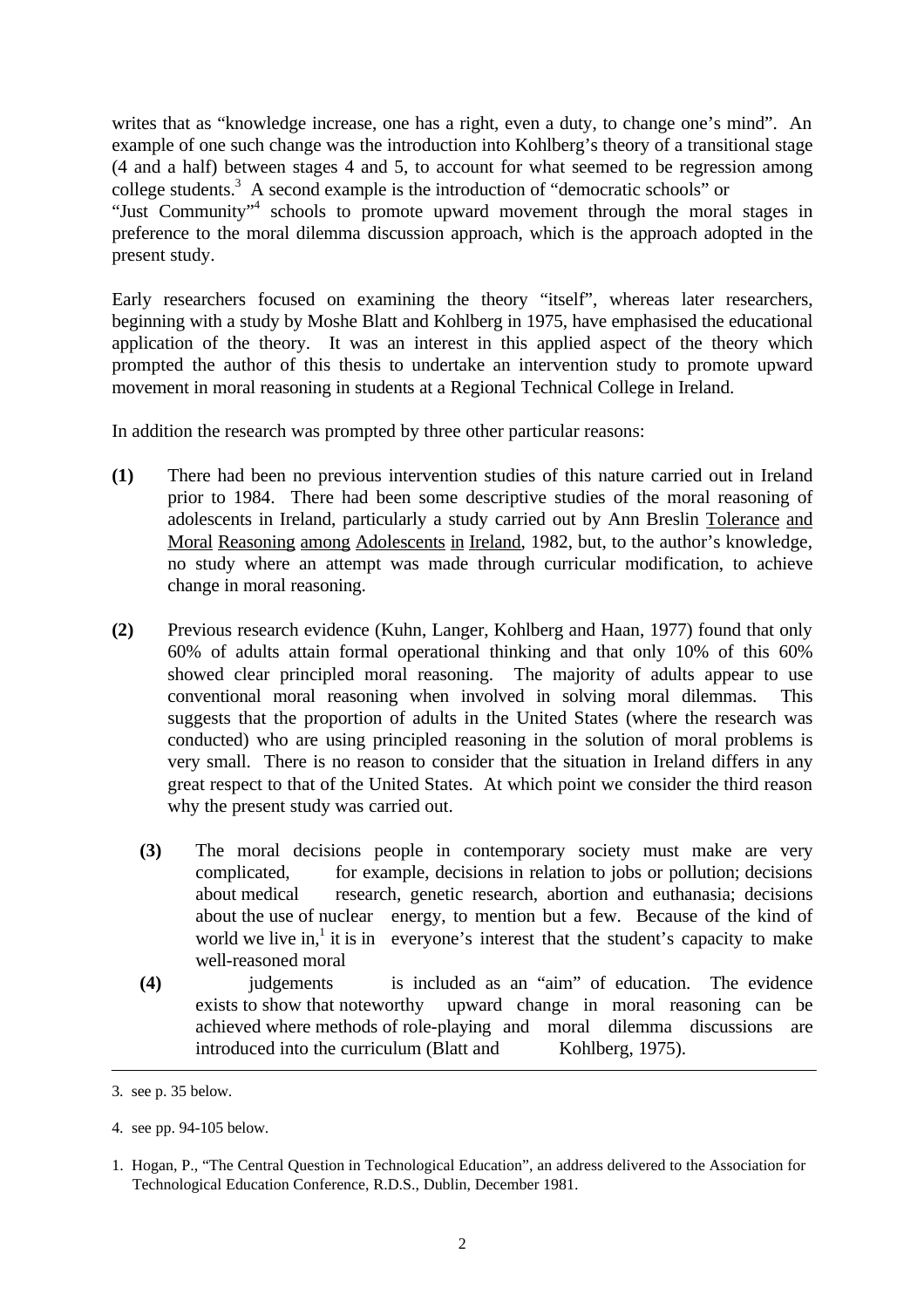writes that as "knowledge increase, one has a right, even a duty, to change one's mind". An example of one such change was the introduction into Kohlberg's theory of a transitional stage (4 and a half) between stages 4 and 5, to account for what seemed to be regression among college students.[3] A second example is the introduction of "democratic schools" or "Just Community"[4] schools to promote upward movement through the moral stages in preference to the moral dilemma discussion approach, which is the approach adopted in the present study.

Early researchers focused on examining the theory "itself", whereas later researchers, beginning with a study by Moshe Blatt and Kohlberg in 1975, have emphasised the educational application of the theory. It was an interest in this applied aspect of the theory which prompted the author of this thesis to undertake an intervention study to promote upward movement in moral reasoning in students at a Regional Technical College in Ireland.

In addition the research was prompted by three other particular reasons:

**(1)** There had been no previous intervention studies of this nature carried out in Ireland prior to 1984. There had been some descriptive studies of the moral reasoning of adolescents in Ireland, particularly a study carried out by Ann Breslin Tolerance and Moral Reasoning among Adolescents in Ireland, 1982, but, to the author's knowledge, no study where an attempt was made through curricular modification, to achieve change in moral reasoning.

**(2)** Previous research evidence (Kuhn, Langer, Kohlberg and Haan, 1977) found that only 60% of adults attain formal operational thinking and that only 10% of this 60% showed clear principled moral reasoning. The majority of adults appear to use conventional moral reasoning when involved in solving moral dilemmas. This suggests that the proportion of adults in the United States (where the research was conducted) who are using principled reasoning in the solution of moral problems is very small. There is no reason to consider that the situation in Ireland differs in any great respect to that of the United States. At which point we consider the third reason why the present study was carried out.

**(3)** The moral decisions people in contemporary society must make are very complicated, for example, decisions in relation to jobs or pollution; decisions about medical research, genetic research, abortion and euthanasia; decisions about the use of nuclear energy, to mention but a few. Because of the kind of world we live in,[1] it is in everyone's interest that the student's capacity to make well-reasoned moral

**(4)** judgements is included as an "aim" of education. The evidence exists to show that noteworthy upward change in moral reasoning can be achieved where methods of role-playing and moral dilemma discussions are introduced into the curriculum (Blatt and Kohlberg, 1975).

---

3. see p. 35 below.

4. see pp. 94-105 below.

1. Hogan, P., "The Central Question in Technological Education", an address delivered to the Association for Technological Education Conference, R.D.S., Dublin, December 1981.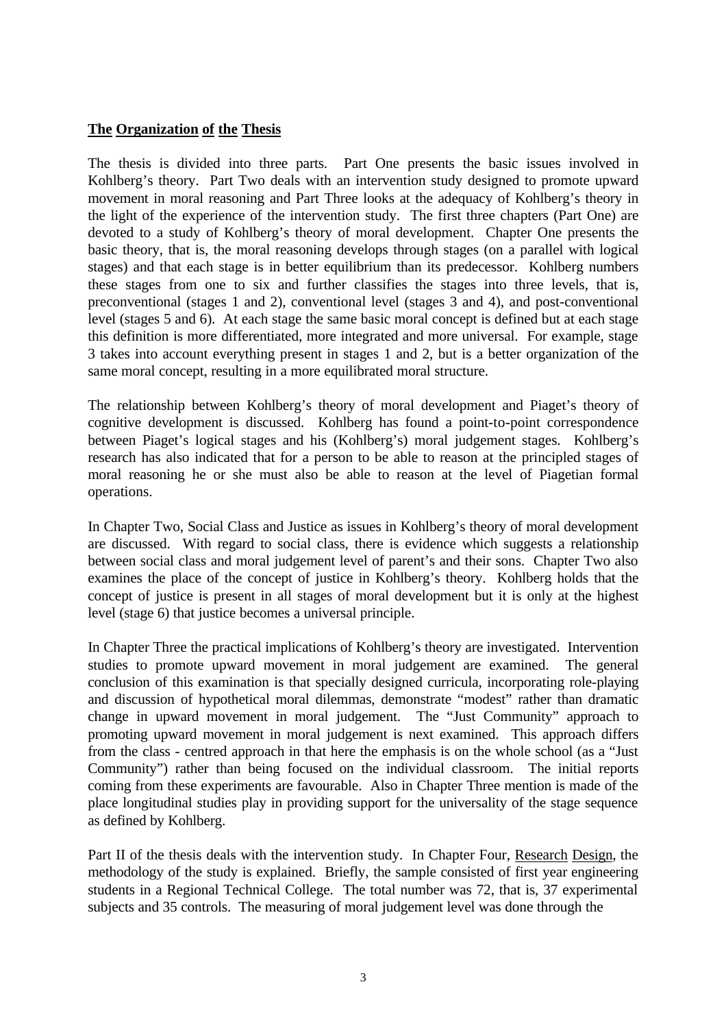## The Organization of the Thesis

The thesis is divided into three parts. Part One presents the basic issues involved in Kohlberg's theory. Part Two deals with an intervention study designed to promote upward movement in moral reasoning and Part Three looks at the adequacy of Kohlberg's theory in the light of the experience of the intervention study. The first three chapters (Part One) are devoted to a study of Kohlberg's theory of moral development. Chapter One presents the basic theory, that is, the moral reasoning develops through stages (on a parallel with logical stages) and that each stage is in better equilibrium than its predecessor. Kohlberg numbers these stages from one to six and further classifies the stages into three levels, that is, preconventional (stages 1 and 2), conventional level (stages 3 and 4), and post-conventional level (stages 5 and 6). At each stage the same basic moral concept is defined but at each stage this definition is more differentiated, more integrated and more universal. For example, stage 3 takes into account everything present in stages 1 and 2, but is a better organization of the same moral concept, resulting in a more equilibrated moral structure.

The relationship between Kohlberg's theory of moral development and Piaget's theory of cognitive development is discussed. Kohlberg has found a point-to-point correspondence between Piaget's logical stages and his (Kohlberg's) moral judgement stages. Kohlberg's research has also indicated that for a person to be able to reason at the principled stages of moral reasoning he or she must also be able to reason at the level of Piagetian formal operations.

In Chapter Two, Social Class and Justice as issues in Kohlberg's theory of moral development are discussed. With regard to social class, there is evidence which suggests a relationship between social class and moral judgement level of parent's and their sons. Chapter Two also examines the place of the concept of justice in Kohlberg's theory. Kohlberg holds that the concept of justice is present in all stages of moral development but it is only at the highest level (stage 6) that justice becomes a universal principle.

In Chapter Three the practical implications of Kohlberg's theory are investigated. Intervention studies to promote upward movement in moral judgement are examined. The general conclusion of this examination is that specially designed curricula, incorporating role-playing and discussion of hypothetical moral dilemmas, demonstrate "modest" rather than dramatic change in upward movement in moral judgement. The "Just Community" approach to promoting upward movement in moral judgement is next examined. This approach differs from the class - centred approach in that here the emphasis is on the whole school (as a "Just Community") rather than being focused on the individual classroom. The initial reports coming from these experiments are favourable. Also in Chapter Three mention is made of the place longitudinal studies play in providing support for the universality of the stage sequence as defined by Kohlberg.

Part II of the thesis deals with the intervention study. In Chapter Four, Research Design, the methodology of the study is explained. Briefly, the sample consisted of first year engineering students in a Regional Technical College. The total number was 72, that is, 37 experimental subjects and 35 controls. The measuring of moral judgement level was done through the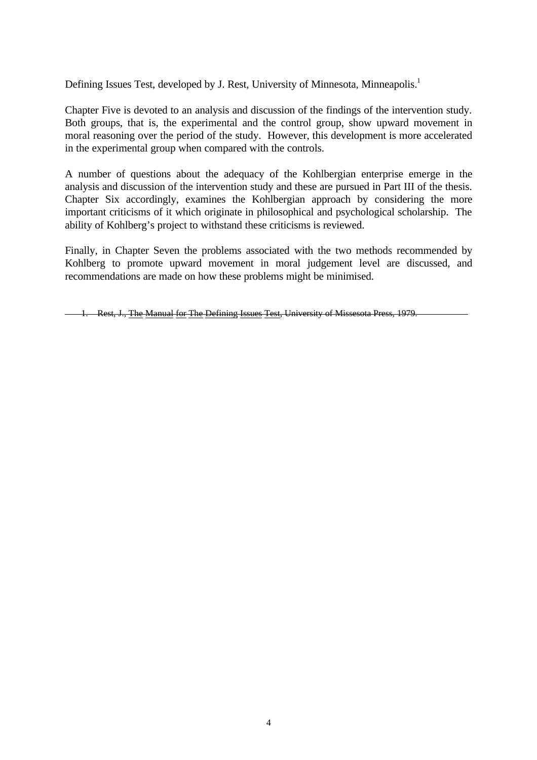Defining Issues Test, developed by J. Rest, University of Minnesota, Minneapolis.[1]

Chapter Five is devoted to an analysis and discussion of the findings of the intervention study. Both groups, that is, the experimental and the control group, show upward movement in moral reasoning over the period of the study. However, this development is more accelerated in the experimental group when compared with the controls.

A number of questions about the adequacy of the Kohlbergian enterprise emerge in the analysis and discussion of the intervention study and these are pursued in Part III of the thesis. Chapter Six accordingly, examines the Kohlbergian approach by considering the more important criticisms of it which originate in philosophical and psychological scholarship. The ability of Kohlberg's project to withstand these criticisms is reviewed.

Finally, in Chapter Seven the problems associated with the two methods recommended by Kohlberg to promote upward movement in moral judgement level are discussed, and recommendations are made on how these problems might be minimised.

1. Rest, J., The Manual for The Defining Issues Test, University of Missesota Press, 1979.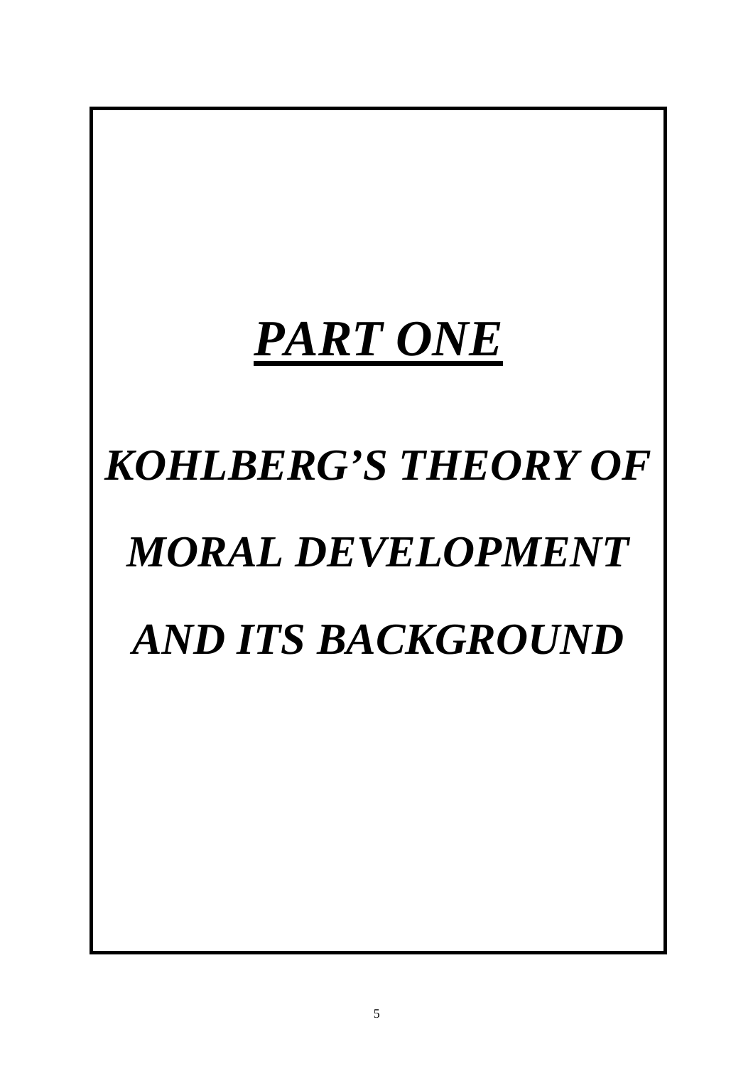# ***PART ONE***

## ***KOHLBERG'S THEORY OF MORAL DEVELOPMENT AND ITS BACKGROUND***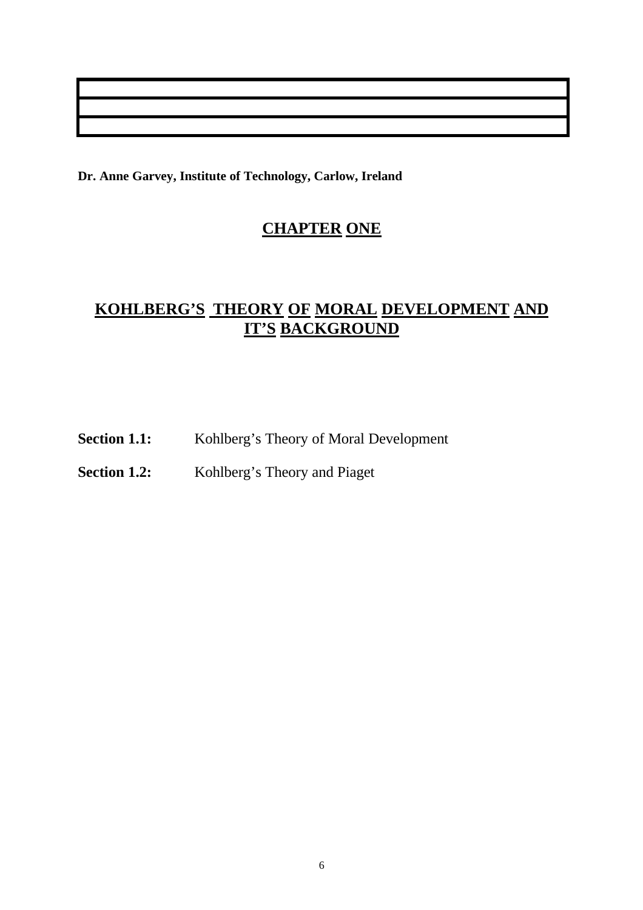**Dr. Anne Garvey, Institute of Technology, Carlow, Ireland**

# CHAPTER ONE

## KOHLBERG'S THEORY OF MORAL DEVELOPMENT AND IT'S BACKGROUND

**Section 1.1:** Kohlberg's Theory of Moral Development

**Section 1.2:** Kohlberg's Theory and Piaget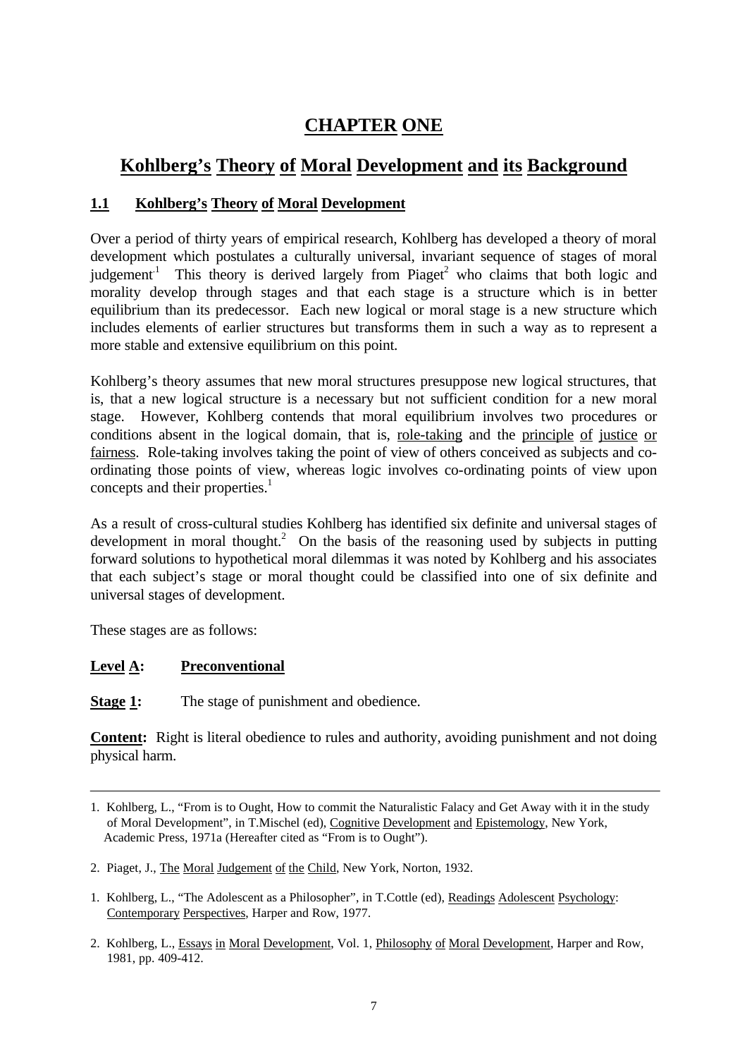# CHAPTER ONE

## Kohlberg's Theory of Moral Development and its Background

### 1.1 Kohlberg's Theory of Moral Development

Over a period of thirty years of empirical research, Kohlberg has developed a theory of moral development which postulates a culturally universal, invariant sequence of stages of moral judgement.[1] This theory is derived largely from Piaget[2] who claims that both logic and morality develop through stages and that each stage is a structure which is in better equilibrium than its predecessor. Each new logical or moral stage is a new structure which includes elements of earlier structures but transforms them in such a way as to represent a more stable and extensive equilibrium on this point.

Kohlberg's theory assumes that new moral structures presuppose new logical structures, that is, that a new logical structure is a necessary but not sufficient condition for a new moral stage. However, Kohlberg contends that moral equilibrium involves two procedures or conditions absent in the logical domain, that is, role-taking and the principle of justice or fairness. Role-taking involves taking the point of view of others conceived as subjects and co-ordinating those points of view, whereas logic involves co-ordinating points of view upon concepts and their properties.[1]

As a result of cross-cultural studies Kohlberg has identified six definite and universal stages of development in moral thought.[2] On the basis of the reasoning used by subjects in putting forward solutions to hypothetical moral dilemmas it was noted by Kohlberg and his associates that each subject's stage or moral thought could be classified into one of six definite and universal stages of development.

These stages are as follows:

**Level A: Preconventional**

**Stage 1:** The stage of punishment and obedience.

**Content:** Right is literal obedience to rules and authority, avoiding punishment and not doing physical harm.

---

1. Kohlberg, L., "From is to Ought, How to commit the Naturalistic Falacy and Get Away with it in the study of Moral Development", in T.Mischel (ed), Cognitive Development and Epistemology, New York, Academic Press, 1971a (Hereafter cited as "From is to Ought").

2. Piaget, J., The Moral Judgement of the Child, New York, Norton, 1932.

1. Kohlberg, L., "The Adolescent as a Philosopher", in T.Cottle (ed), Readings Adolescent Psychology: Contemporary Perspectives, Harper and Row, 1977.

2. Kohlberg, L., Essays in Moral Development, Vol. 1, Philosophy of Moral Development, Harper and Row, 1981, pp. 409-412.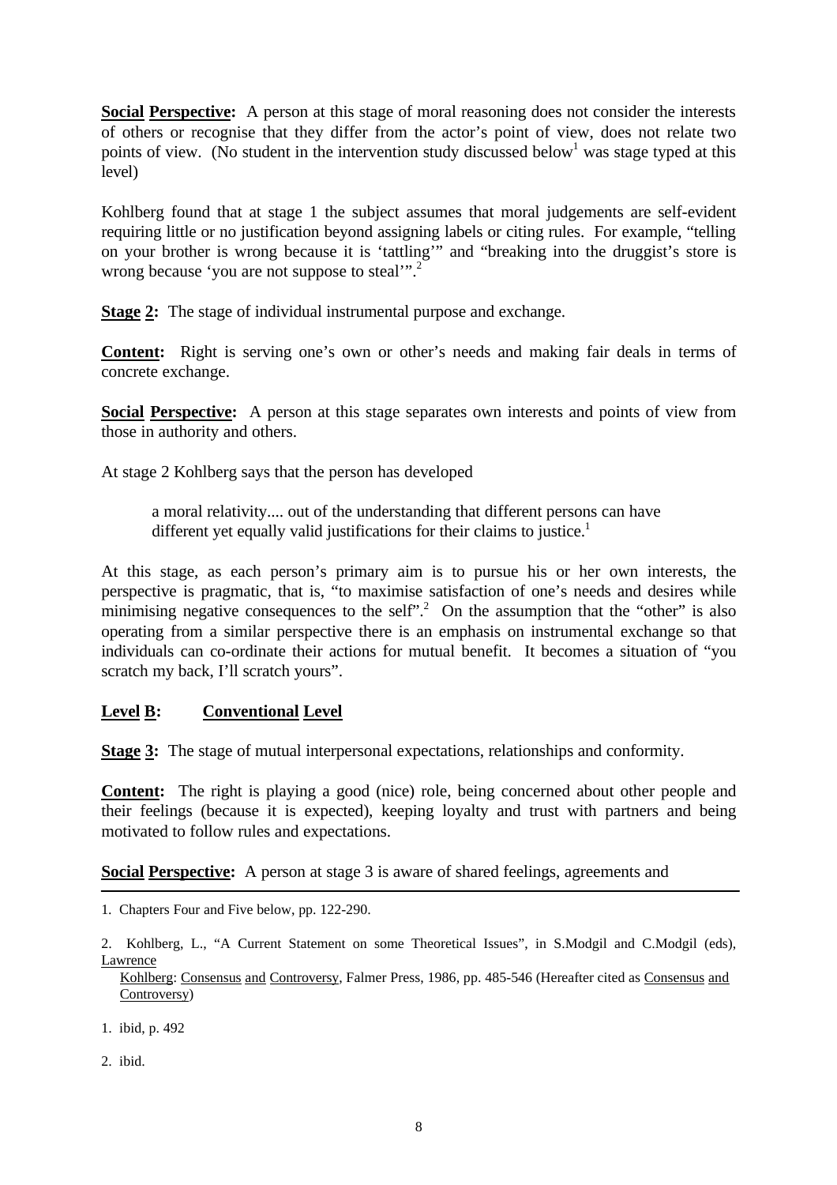**Social Perspective:** A person at this stage of moral reasoning does not consider the interests of others or recognise that they differ from the actor's point of view, does not relate two points of view. (No student in the intervention study discussed below[1] was stage typed at this level)

Kohlberg found that at stage 1 the subject assumes that moral judgements are self-evident requiring little or no justification beyond assigning labels or citing rules. For example, "telling on your brother is wrong because it is 'tattling'" and "breaking into the druggist's store is wrong because 'you are not suppose to steal'".[2]

**Stage 2:** The stage of individual instrumental purpose and exchange.

**Content:** Right is serving one's own or other's needs and making fair deals in terms of concrete exchange.

**Social Perspective:** A person at this stage separates own interests and points of view from those in authority and others.

At stage 2 Kohlberg says that the person has developed

> a moral relativity.... out of the understanding that different persons can have different yet equally valid justifications for their claims to justice.[1]

At this stage, as each person's primary aim is to pursue his or her own interests, the perspective is pragmatic, that is, "to maximise satisfaction of one's needs and desires while minimising negative consequences to the self".[2] On the assumption that the "other" is also operating from a similar perspective there is an emphasis on instrumental exchange so that individuals can co-ordinate their actions for mutual benefit. It becomes a situation of "you scratch my back, I'll scratch yours".

**Level B: Conventional Level**

**Stage 3:** The stage of mutual interpersonal expectations, relationships and conformity.

**Content:** The right is playing a good (nice) role, being concerned about other people and their feelings (because it is expected), keeping loyalty and trust with partners and being motivated to follow rules and expectations.

**Social Perspective:** A person at stage 3 is aware of shared feelings, agreements and

---

1. Chapters Four and Five below, pp. 122-290.

2. Kohlberg, L., "A Current Statement on some Theoretical Issues", in S.Modgil and C.Modgil (eds), Lawrence Kohlberg: Consensus and Controversy, Falmer Press, 1986, pp. 485-546 (Hereafter cited as Consensus and Controversy)

1. ibid, p. 492

2. ibid.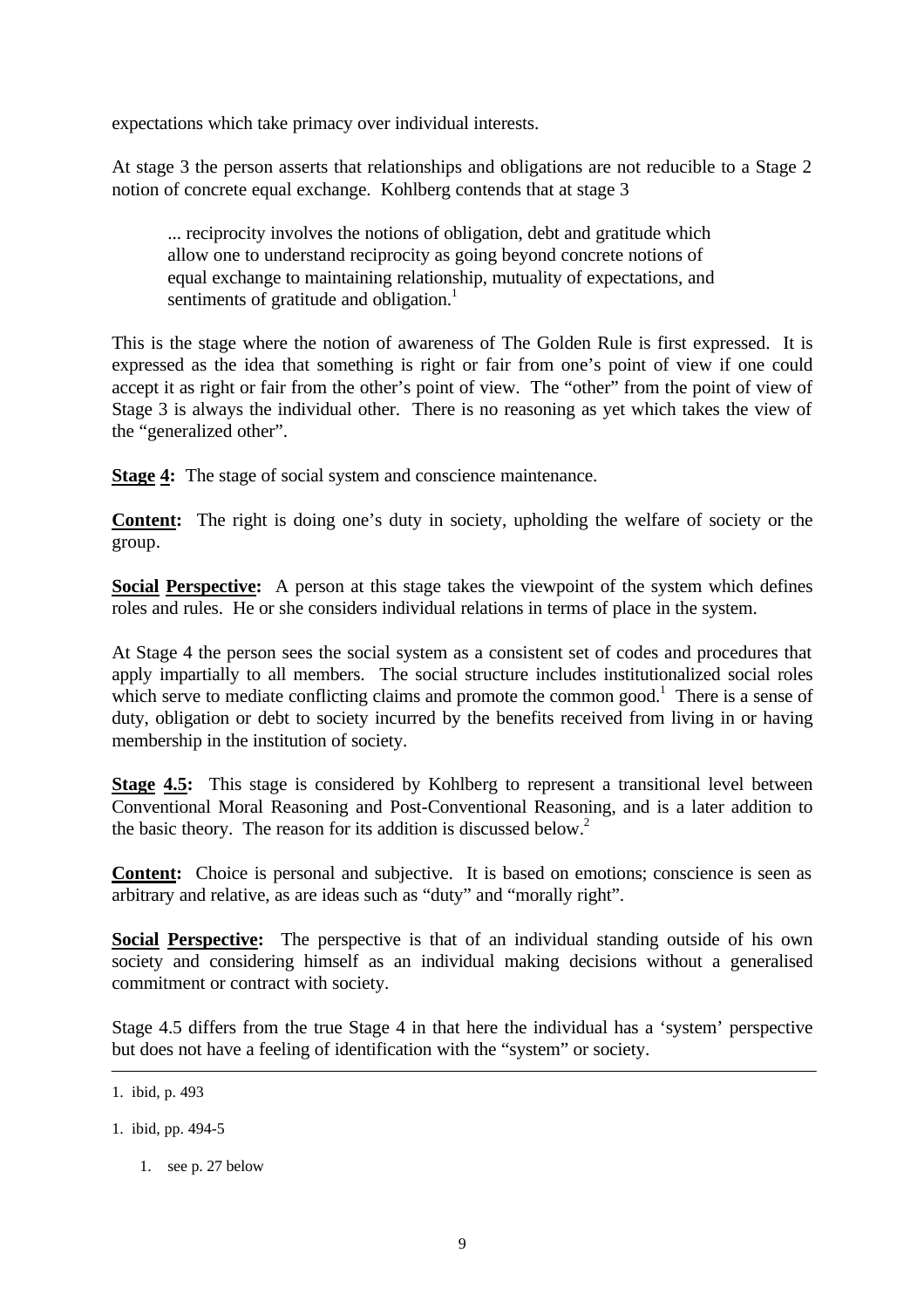expectations which take primacy over individual interests.

At stage 3 the person asserts that relationships and obligations are not reducible to a Stage 2 notion of concrete equal exchange. Kohlberg contends that at stage 3

> ... reciprocity involves the notions of obligation, debt and gratitude which allow one to understand reciprocity as going beyond concrete notions of equal exchange to maintaining relationship, mutuality of expectations, and sentiments of gratitude and obligation.[1]

This is the stage where the notion of awareness of The Golden Rule is first expressed. It is expressed as the idea that something is right or fair from one's point of view if one could accept it as right or fair from the other's point of view. The "other" from the point of view of Stage 3 is always the individual other. There is no reasoning as yet which takes the view of the "generalized other".

**Stage 4:** The stage of social system and conscience maintenance.

**Content:** The right is doing one's duty in society, upholding the welfare of society or the group.

**Social Perspective:** A person at this stage takes the viewpoint of the system which defines roles and rules. He or she considers individual relations in terms of place in the system.

At Stage 4 the person sees the social system as a consistent set of codes and procedures that apply impartially to all members. The social structure includes institutionalized social roles which serve to mediate conflicting claims and promote the common good.[1] There is a sense of duty, obligation or debt to society incurred by the benefits received from living in or having membership in the institution of society.

**Stage 4.5:** This stage is considered by Kohlberg to represent a transitional level between Conventional Moral Reasoning and Post-Conventional Reasoning, and is a later addition to the basic theory. The reason for its addition is discussed below.[2]

**Content:** Choice is personal and subjective. It is based on emotions; conscience is seen as arbitrary and relative, as are ideas such as "duty" and "morally right".

**Social Perspective:** The perspective is that of an individual standing outside of his own society and considering himself as an individual making decisions without a generalised commitment or contract with society.

Stage 4.5 differs from the true Stage 4 in that here the individual has a 'system' perspective but does not have a feeling of identification with the "system" or society.

---

1. ibid, p. 493

1. ibid, pp. 494-5

1. see p. 27 below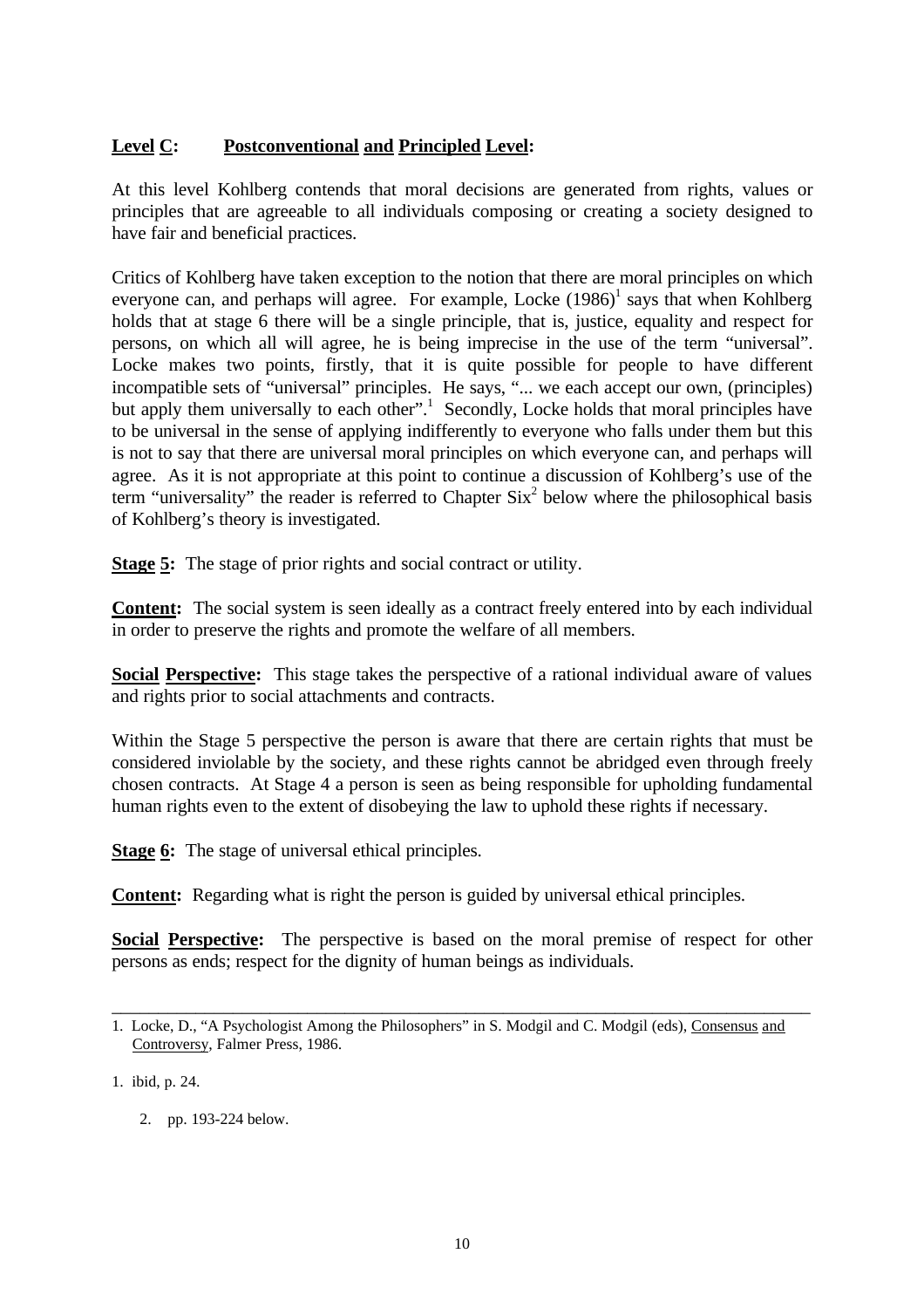**Level C: Postconventional and Principled Level:**

At this level Kohlberg contends that moral decisions are generated from rights, values or principles that are agreeable to all individuals composing or creating a society designed to have fair and beneficial practices.

Critics of Kohlberg have taken exception to the notion that there are moral principles on which everyone can, and perhaps will agree. For example, Locke (1986)[1] says that when Kohlberg holds that at stage 6 there will be a single principle, that is, justice, equality and respect for persons, on which all will agree, he is being imprecise in the use of the term "universal". Locke makes two points, firstly, that it is quite possible for people to have different incompatible sets of "universal" principles. He says, "... we each accept our own, (principles) but apply them universally to each other".[1] Secondly, Locke holds that moral principles have to be universal in the sense of applying indifferently to everyone who falls under them but this is not to say that there are universal moral principles on which everyone can, and perhaps will agree. As it is not appropriate at this point to continue a discussion of Kohlberg's use of the term "universality" the reader is referred to Chapter Six[2] below where the philosophical basis of Kohlberg's theory is investigated.

**Stage 5:** The stage of prior rights and social contract or utility.

**Content:** The social system is seen ideally as a contract freely entered into by each individual in order to preserve the rights and promote the welfare of all members.

**Social Perspective:** This stage takes the perspective of a rational individual aware of values and rights prior to social attachments and contracts.

Within the Stage 5 perspective the person is aware that there are certain rights that must be considered inviolable by the society, and these rights cannot be abridged even through freely chosen contracts. At Stage 4 a person is seen as being responsible for upholding fundamental human rights even to the extent of disobeying the law to uphold these rights if necessary.

**Stage 6:** The stage of universal ethical principles.

**Content:** Regarding what is right the person is guided by universal ethical principles.

**Social Perspective:** The perspective is based on the moral premise of respect for other persons as ends; respect for the dignity of human beings as individuals.

---

1. Locke, D., "A Psychologist Among the Philosophers" in S. Modgil and C. Modgil (eds), Consensus and Controversy, Falmer Press, 1986.

1. ibid, p. 24.

2. pp. 193-224 below.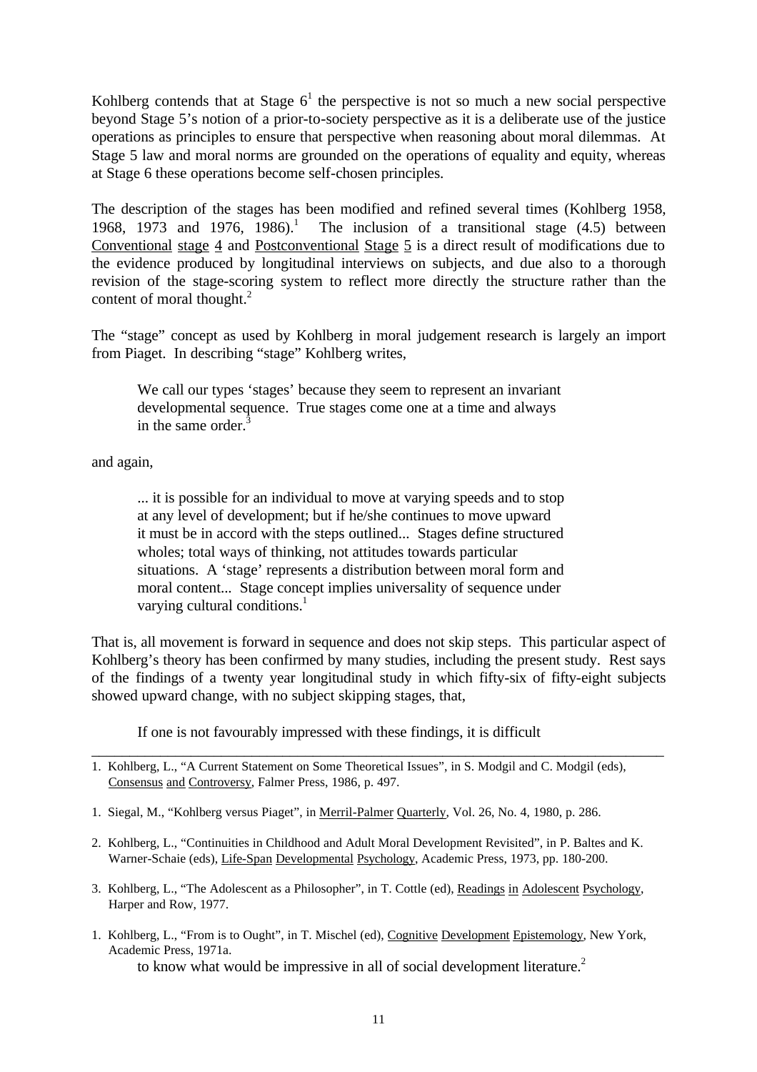Kohlberg contends that at Stage 6[1] the perspective is not so much a new social perspective beyond Stage 5's notion of a prior-to-society perspective as it is a deliberate use of the justice operations as principles to ensure that perspective when reasoning about moral dilemmas. At Stage 5 law and moral norms are grounded on the operations of equality and equity, whereas at Stage 6 these operations become self-chosen principles.

The description of the stages has been modified and refined several times (Kohlberg 1958, 1968, 1973 and 1976, 1986).[1] The inclusion of a transitional stage (4.5) between Conventional stage 4 and Postconventional Stage 5 is a direct result of modifications due to the evidence produced by longitudinal interviews on subjects, and due also to a thorough revision of the stage-scoring system to reflect more directly the structure rather than the content of moral thought.[2]

The "stage" concept as used by Kohlberg in moral judgement research is largely an import from Piaget. In describing "stage" Kohlberg writes,

> We call our types 'stages' because they seem to represent an invariant developmental sequence. True stages come one at a time and always in the same order.[3]

and again,

> ... it is possible for an individual to move at varying speeds and to stop at any level of development; but if he/she continues to move upward it must be in accord with the steps outlined... Stages define structured wholes; total ways of thinking, not attitudes towards particular situations. A 'stage' represents a distribution between moral form and moral content... Stage concept implies universality of sequence under varying cultural conditions.[1]

That is, all movement is forward in sequence and does not skip steps. This particular aspect of Kohlberg's theory has been confirmed by many studies, including the present study. Rest says of the findings of a twenty year longitudinal study in which fifty-six of fifty-eight subjects showed upward change, with no subject skipping stages, that,

> If one is not favourably impressed with these findings, it is difficult to know what would be impressive in all of social development literature.[2]

---

1. Kohlberg, L., "A Current Statement on Some Theoretical Issues", in S. Modgil and C. Modgil (eds), Consensus and Controversy, Falmer Press, 1986, p. 497.

1. Siegal, M., "Kohlberg versus Piaget", in Merril-Palmer Quarterly, Vol. 26, No. 4, 1980, p. 286.

2. Kohlberg, L., "Continuities in Childhood and Adult Moral Development Revisited", in P. Baltes and K. Warner-Schaie (eds), Life-Span Developmental Psychology, Academic Press, 1973, pp. 180-200.

3. Kohlberg, L., "The Adolescent as a Philosopher", in T. Cottle (ed), Readings in Adolescent Psychology, Harper and Row, 1977.

1. Kohlberg, L., "From is to Ought", in T. Mischel (ed), Cognitive Development Epistemology, New York, Academic Press, 1971a.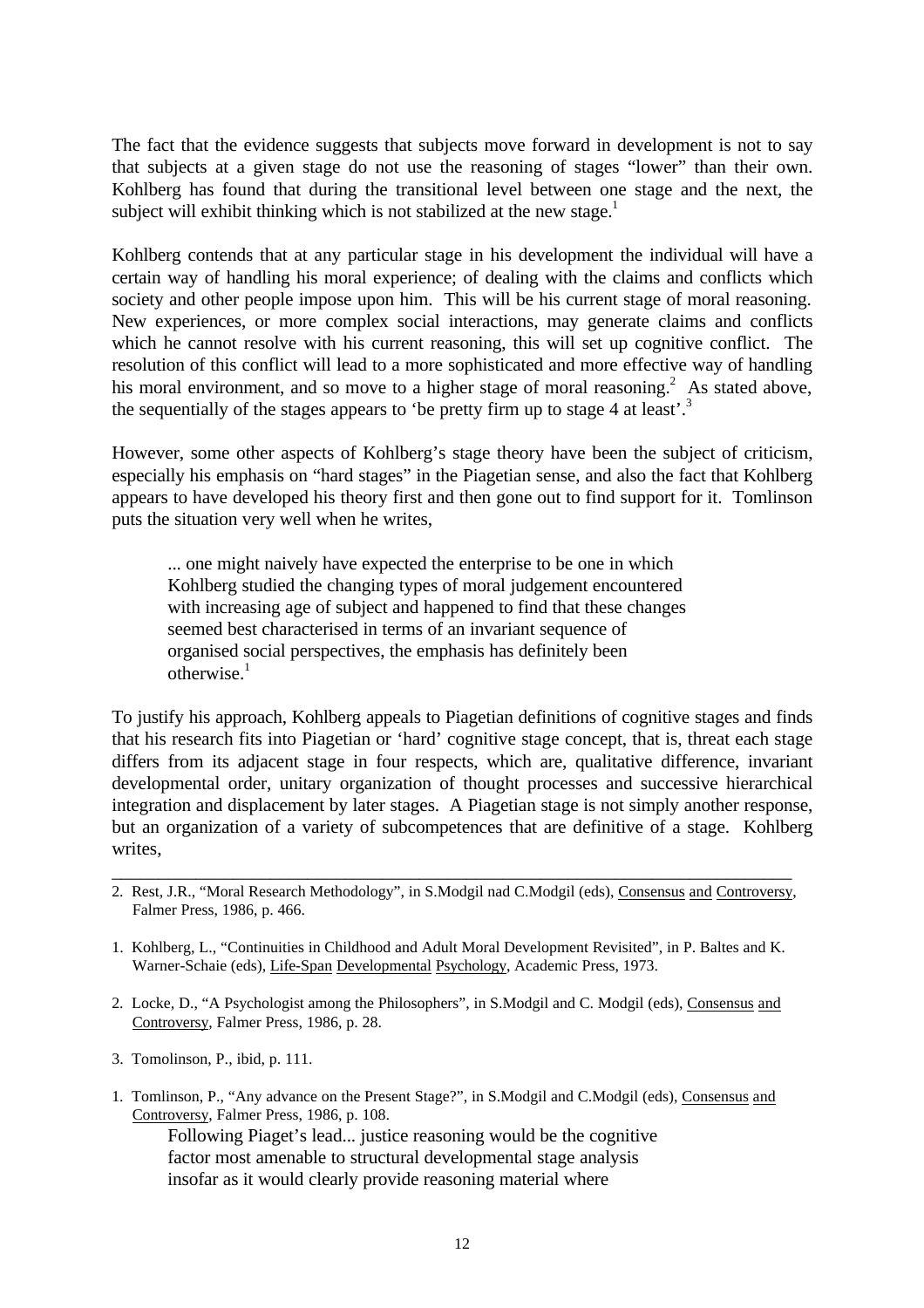The fact that the evidence suggests that subjects move forward in development is not to say that subjects at a given stage do not use the reasoning of stages "lower" than their own. Kohlberg has found that during the transitional level between one stage and the next, the subject will exhibit thinking which is not stabilized at the new stage.[1]

Kohlberg contends that at any particular stage in his development the individual will have a certain way of handling his moral experience; of dealing with the claims and conflicts which society and other people impose upon him. This will be his current stage of moral reasoning. New experiences, or more complex social interactions, may generate claims and conflicts which he cannot resolve with his current reasoning, this will set up cognitive conflict. The resolution of this conflict will lead to a more sophisticated and more effective way of handling his moral environment, and so move to a higher stage of moral reasoning.[2] As stated above, the sequentially of the stages appears to 'be pretty firm up to stage 4 at least'.[3]

However, some other aspects of Kohlberg's stage theory have been the subject of criticism, especially his emphasis on "hard stages" in the Piagetian sense, and also the fact that Kohlberg appears to have developed his theory first and then gone out to find support for it. Tomlinson puts the situation very well when he writes,

> ... one might naively have expected the enterprise to be one in which Kohlberg studied the changing types of moral judgement encountered with increasing age of subject and happened to find that these changes seemed best characterised in terms of an invariant sequence of organised social perspectives, the emphasis has definitely been otherwise.[1]

To justify his approach, Kohlberg appeals to Piagetian definitions of cognitive stages and finds that his research fits into Piagetian or 'hard' cognitive stage concept, that is, threat each stage differs from its adjacent stage in four respects, which are, qualitative difference, invariant developmental order, unitary organization of thought processes and successive hierarchical integration and displacement by later stages. A Piagetian stage is not simply another response, but an organization of a variety of subcompetences that are definitive of a stage. Kohlberg writes,

---

2. Rest, J.R., "Moral Research Methodology", in S.Modgil nad C.Modgil (eds), Consensus and Controversy, Falmer Press, 1986, p. 466.

1. Kohlberg, L., "Continuities in Childhood and Adult Moral Development Revisited", in P. Baltes and K. Warner-Schaie (eds), Life-Span Developmental Psychology, Academic Press, 1973.

2. Locke, D., "A Psychologist among the Philosophers", in S.Modgil and C. Modgil (eds), Consensus and Controversy, Falmer Press, 1986, p. 28.

3. Tomolinson, P., ibid, p. 111.

1. Tomlinson, P., "Any advance on the Present Stage?", in S.Modgil and C.Modgil (eds), Consensus and Controversy, Falmer Press, 1986, p. 108.

> Following Piaget's lead... justice reasoning would be the cognitive factor most amenable to structural developmental stage analysis insofar as it would clearly provide reasoning material where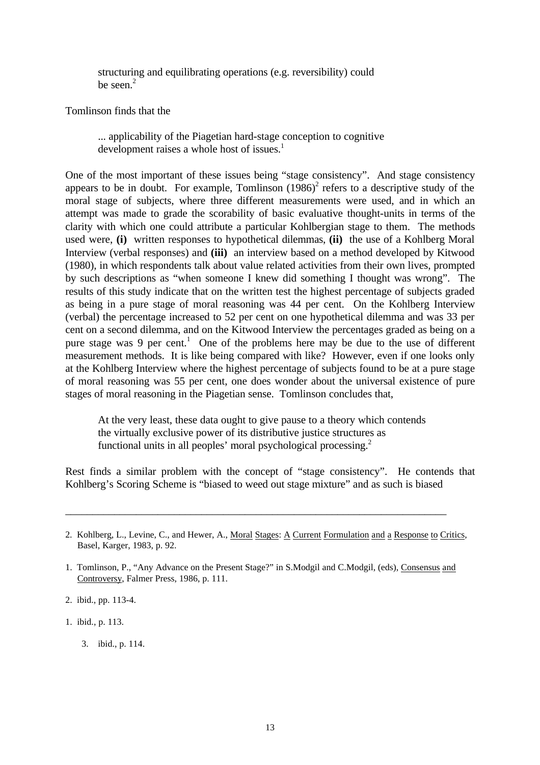structuring and equilibrating operations (e.g. reversibility) could be seen.[2]

Tomlinson finds that the

> ... applicability of the Piagetian hard-stage conception to cognitive development raises a whole host of issues.[1]

One of the most important of these issues being "stage consistency". And stage consistency appears to be in doubt. For example, Tomlinson (1986)[2] refers to a descriptive study of the moral stage of subjects, where three different measurements were used, and in which an attempt was made to grade the scorability of basic evaluative thought-units in terms of the clarity with which one could attribute a particular Kohlbergian stage to them. The methods used were, **(i)** written responses to hypothetical dilemmas, **(ii)** the use of a Kohlberg Moral Interview (verbal responses) and **(iii)** an interview based on a method developed by Kitwood (1980), in which respondents talk about value related activities from their own lives, prompted by such descriptions as "when someone I knew did something I thought was wrong". The results of this study indicate that on the written test the highest percentage of subjects graded as being in a pure stage of moral reasoning was 44 per cent. On the Kohlberg Interview (verbal) the percentage increased to 52 per cent on one hypothetical dilemma and was 33 per cent on a second dilemma, and on the Kitwood Interview the percentages graded as being on a pure stage was 9 per cent.[1] One of the problems here may be due to the use of different measurement methods. It is like being compared with like? However, even if one looks only at the Kohlberg Interview where the highest percentage of subjects found to be at a pure stage of moral reasoning was 55 per cent, one does wonder about the universal existence of pure stages of moral reasoning in the Piagetian sense. Tomlinson concludes that,

> At the very least, these data ought to give pause to a theory which contends the virtually exclusive power of its distributive justice structures as functional units in all peoples' moral psychological processing.[2]

Rest finds a similar problem with the concept of "stage consistency". He contends that Kohlberg's Scoring Scheme is "biased to weed out stage mixture" and as such is biased

---

2. Kohlberg, L., Levine, C., and Hewer, A., Moral Stages: A Current Formulation and a Response to Critics, Basel, Karger, 1983, p. 92.

1. Tomlinson, P., "Any Advance on the Present Stage?" in S.Modgil and C.Modgil, (eds), Consensus and Controversy, Falmer Press, 1986, p. 111.

2. ibid., pp. 113-4.

1. ibid., p. 113.

3. ibid., p. 114.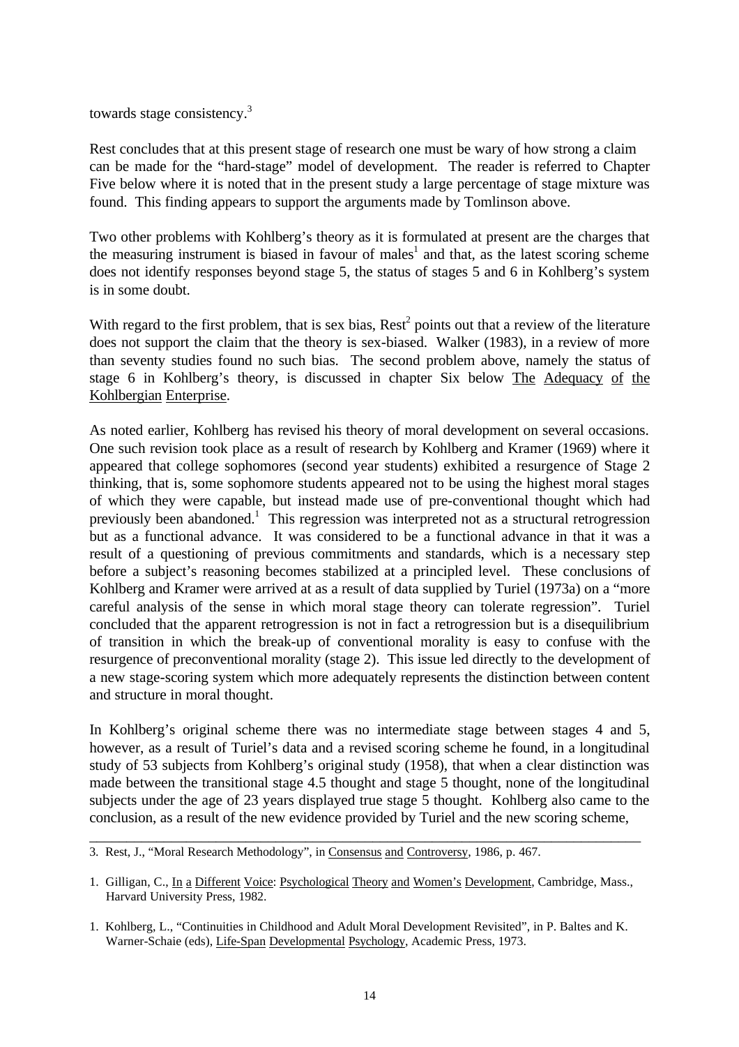towards stage consistency.[3]

Rest concludes that at this present stage of research one must be wary of how strong a claim can be made for the "hard-stage" model of development. The reader is referred to Chapter Five below where it is noted that in the present study a large percentage of stage mixture was found. This finding appears to support the arguments made by Tomlinson above.

Two other problems with Kohlberg's theory as it is formulated at present are the charges that the measuring instrument is biased in favour of males[1] and that, as the latest scoring scheme does not identify responses beyond stage 5, the status of stages 5 and 6 in Kohlberg's system is in some doubt.

With regard to the first problem, that is sex bias, Rest[2] points out that a review of the literature does not support the claim that the theory is sex-biased. Walker (1983), in a review of more than seventy studies found no such bias. The second problem above, namely the status of stage 6 in Kohlberg's theory, is discussed in chapter Six below The Adequacy of the Kohlbergian Enterprise.

As noted earlier, Kohlberg has revised his theory of moral development on several occasions. One such revision took place as a result of research by Kohlberg and Kramer (1969) where it appeared that college sophomores (second year students) exhibited a resurgence of Stage 2 thinking, that is, some sophomore students appeared not to be using the highest moral stages of which they were capable, but instead made use of pre-conventional thought which had previously been abandoned.[1] This regression was interpreted not as a structural retrogression but as a functional advance. It was considered to be a functional advance in that it was a result of a questioning of previous commitments and standards, which is a necessary step before a subject's reasoning becomes stabilized at a principled level. These conclusions of Kohlberg and Kramer were arrived at as a result of data supplied by Turiel (1973a) on a "more careful analysis of the sense in which moral stage theory can tolerate regression". Turiel concluded that the apparent retrogression is not in fact a retrogression but is a disequilibrium of transition in which the break-up of conventional morality is easy to confuse with the resurgence of preconventional morality (stage 2). This issue led directly to the development of a new stage-scoring system which more adequately represents the distinction between content and structure in moral thought.

In Kohlberg's original scheme there was no intermediate stage between stages 4 and 5, however, as a result of Turiel's data and a revised scoring scheme he found, in a longitudinal study of 53 subjects from Kohlberg's original study (1958), that when a clear distinction was made between the transitional stage 4.5 thought and stage 5 thought, none of the longitudinal subjects under the age of 23 years displayed true stage 5 thought. Kohlberg also came to the conclusion, as a result of the new evidence provided by Turiel and the new scoring scheme,

---

3. Rest, J., "Moral Research Methodology", in Consensus and Controversy, 1986, p. 467.

1. Gilligan, C., In a Different Voice: Psychological Theory and Women's Development, Cambridge, Mass., Harvard University Press, 1982.

1. Kohlberg, L., "Continuities in Childhood and Adult Moral Development Revisited", in P. Baltes and K. Warner-Schaie (eds), Life-Span Developmental Psychology, Academic Press, 1973.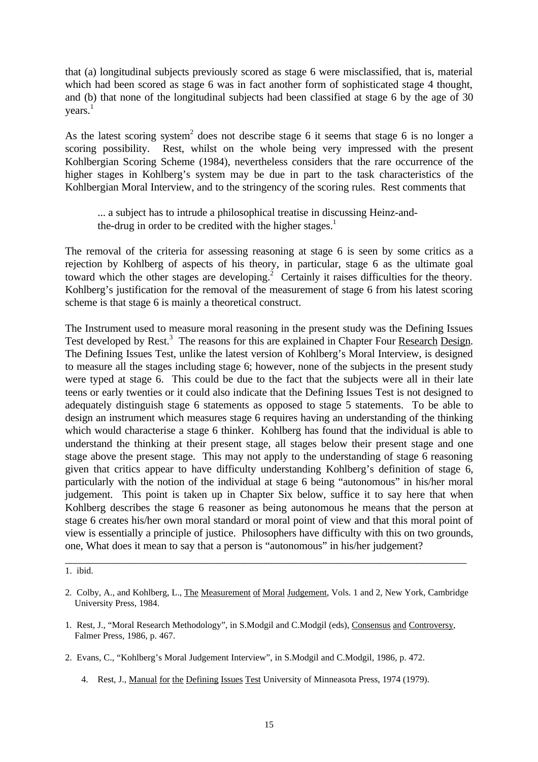that (a) longitudinal subjects previously scored as stage 6 were misclassified, that is, material which had been scored as stage 6 was in fact another form of sophisticated stage 4 thought, and (b) that none of the longitudinal subjects had been classified at stage 6 by the age of 30 years.[1]

As the latest scoring system[2] does not describe stage 6 it seems that stage 6 is no longer a scoring possibility. Rest, whilst on the whole being very impressed with the present Kohlbergian Scoring Scheme (1984), nevertheless considers that the rare occurrence of the higher stages in Kohlberg's system may be due in part to the task characteristics of the Kohlbergian Moral Interview, and to the stringency of the scoring rules. Rest comments that

> ... a subject has to intrude a philosophical treatise in discussing Heinz-and-the-drug in order to be credited with the higher stages.[1]

The removal of the criteria for assessing reasoning at stage 6 is seen by some critics as a rejection by Kohlberg of aspects of his theory, in particular, stage 6 as the ultimate goal toward which the other stages are developing.[2] Certainly it raises difficulties for the theory. Kohlberg's justification for the removal of the measurement of stage 6 from his latest scoring scheme is that stage 6 is mainly a theoretical construct.

The Instrument used to measure moral reasoning in the present study was the Defining Issues Test developed by Rest.[3] The reasons for this are explained in Chapter Four Research Design. The Defining Issues Test, unlike the latest version of Kohlberg's Moral Interview, is designed to measure all the stages including stage 6; however, none of the subjects in the present study were typed at stage 6. This could be due to the fact that the subjects were all in their late teens or early twenties or it could also indicate that the Defining Issues Test is not designed to adequately distinguish stage 6 statements as opposed to stage 5 statements. To be able to design an instrument which measures stage 6 requires having an understanding of the thinking which would characterise a stage 6 thinker. Kohlberg has found that the individual is able to understand the thinking at their present stage, all stages below their present stage and one stage above the present stage. This may not apply to the understanding of stage 6 reasoning given that critics appear to have difficulty understanding Kohlberg's definition of stage 6, particularly with the notion of the individual at stage 6 being "autonomous" in his/her moral judgement. This point is taken up in Chapter Six below, suffice it to say here that when Kohlberg describes the stage 6 reasoner as being autonomous he means that the person at stage 6 creates his/her own moral standard or moral point of view and that this moral point of view is essentially a principle of justice. Philosophers have difficulty with this on two grounds, one, What does it mean to say that a person is "autonomous" in his/her judgement?

---

1. ibid.

2. Colby, A., and Kohlberg, L., The Measurement of Moral Judgement, Vols. 1 and 2, New York, Cambridge University Press, 1984.

1. Rest, J., "Moral Research Methodology", in S.Modgil and C.Modgil (eds), Consensus and Controversy, Falmer Press, 1986, p. 467.

2. Evans, C., "Kohlberg's Moral Judgement Interview", in S.Modgil and C.Modgil, 1986, p. 472.

4. Rest, J., Manual for the Defining Issues Test University of Minneasota Press, 1974 (1979).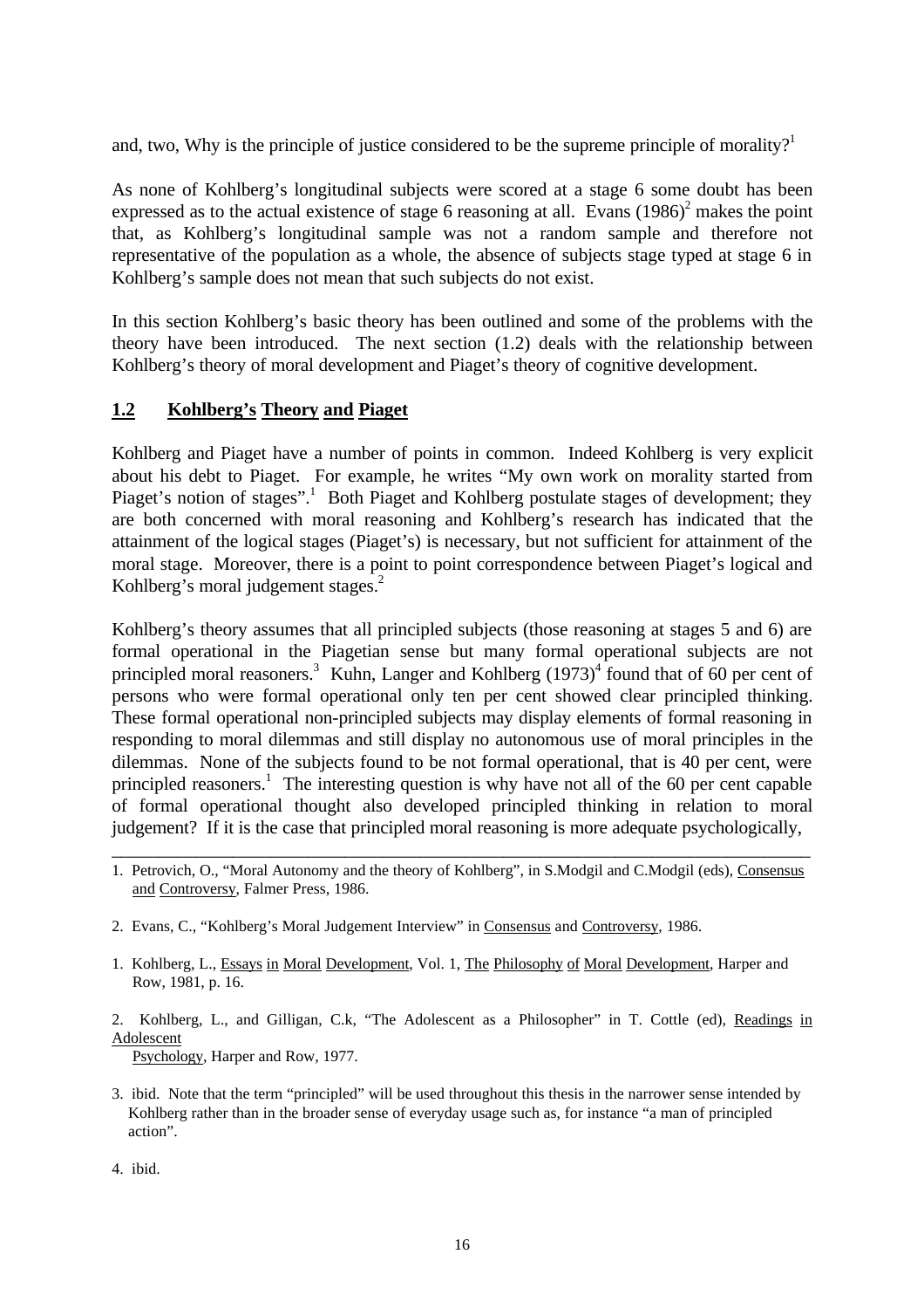and, two, Why is the principle of justice considered to be the supreme principle of morality?[1]

As none of Kohlberg's longitudinal subjects were scored at a stage 6 some doubt has been expressed as to the actual existence of stage 6 reasoning at all. Evans (1986)[2] makes the point that, as Kohlberg's longitudinal sample was not a random sample and therefore not representative of the population as a whole, the absence of subjects stage typed at stage 6 in Kohlberg's sample does not mean that such subjects do not exist.

In this section Kohlberg's basic theory has been outlined and some of the problems with the theory have been introduced. The next section (1.2) deals with the relationship between Kohlberg's theory of moral development and Piaget's theory of cognitive development.

## 1.2 Kohlberg's Theory and Piaget

Kohlberg and Piaget have a number of points in common. Indeed Kohlberg is very explicit about his debt to Piaget. For example, he writes "My own work on morality started from Piaget's notion of stages".[1] Both Piaget and Kohlberg postulate stages of development; they are both concerned with moral reasoning and Kohlberg's research has indicated that the attainment of the logical stages (Piaget's) is necessary, but not sufficient for attainment of the moral stage. Moreover, there is a point to point correspondence between Piaget's logical and Kohlberg's moral judgement stages.[2]

Kohlberg's theory assumes that all principled subjects (those reasoning at stages 5 and 6) are formal operational in the Piagetian sense but many formal operational subjects are not principled moral reasoners.[3] Kuhn, Langer and Kohlberg (1973)[4] found that of 60 per cent of persons who were formal operational only ten per cent showed clear principled thinking. These formal operational non-principled subjects may display elements of formal reasoning in responding to moral dilemmas and still display no autonomous use of moral principles in the dilemmas. None of the subjects found to be not formal operational, that is 40 per cent, were principled reasoners.[1] The interesting question is why have not all of the 60 per cent capable of formal operational thought also developed principled thinking in relation to moral judgement? If it is the case that principled moral reasoning is more adequate psychologically,

---

1. Petrovich, O., "Moral Autonomy and the theory of Kohlberg", in S.Modgil and C.Modgil (eds), Consensus and Controversy, Falmer Press, 1986.

2. Evans, C., "Kohlberg's Moral Judgement Interview" in Consensus and Controversy, 1986.

1. Kohlberg, L., Essays in Moral Development, Vol. 1, The Philosophy of Moral Development, Harper and Row, 1981, p. 16.

2. Kohlberg, L., and Gilligan, C.k, "The Adolescent as a Philosopher" in T. Cottle (ed), Readings in Adolescent Psychology, Harper and Row, 1977.

3. ibid. Note that the term "principled" will be used throughout this thesis in the narrower sense intended by Kohlberg rather than in the broader sense of everyday usage such as, for instance "a man of principled action".

4. ibid.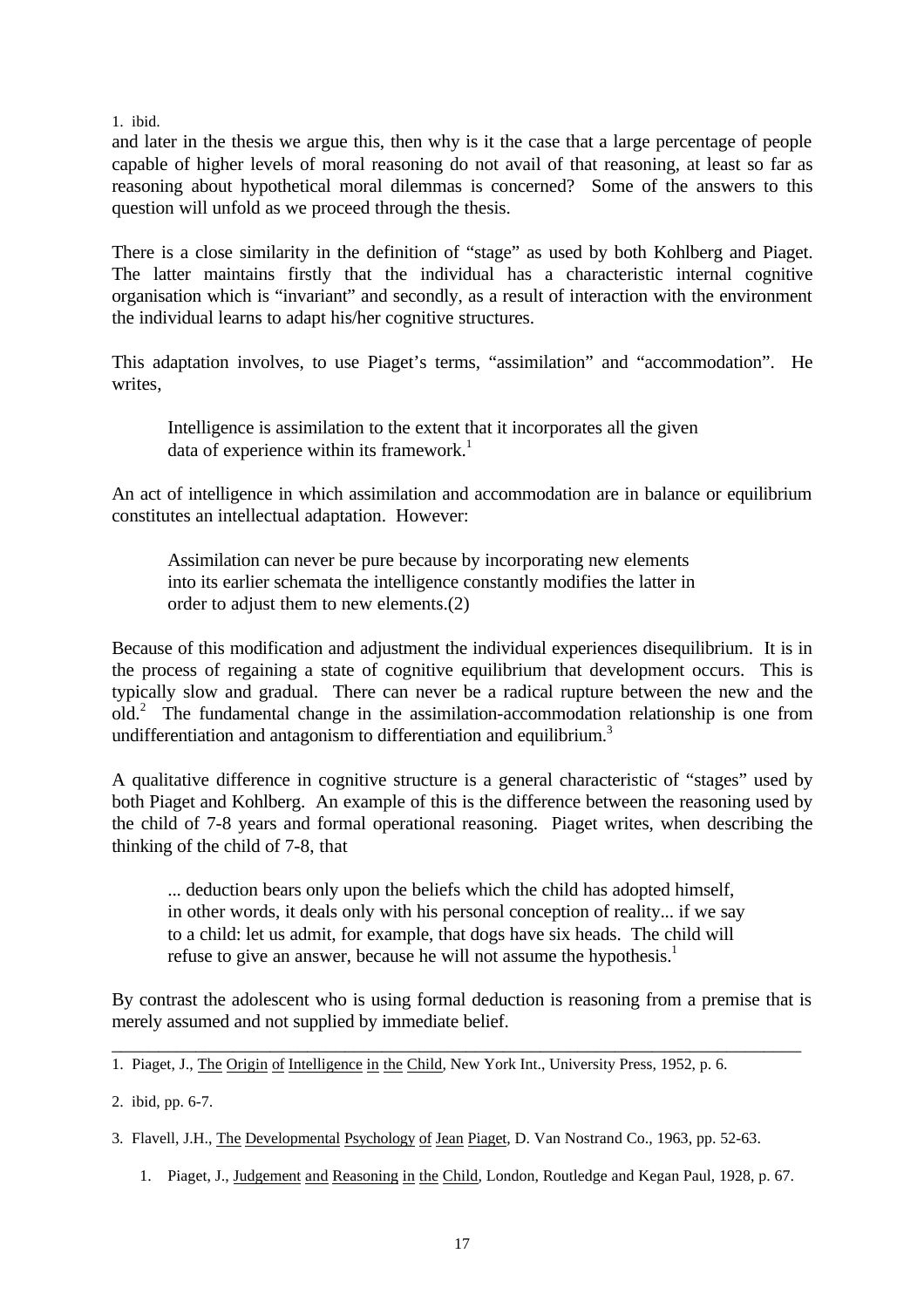1. ibid.

and later in the thesis we argue this, then why is it the case that a large percentage of people capable of higher levels of moral reasoning do not avail of that reasoning, at least so far as reasoning about hypothetical moral dilemmas is concerned? Some of the answers to this question will unfold as we proceed through the thesis.

There is a close similarity in the definition of "stage" as used by both Kohlberg and Piaget. The latter maintains firstly that the individual has a characteristic internal cognitive organisation which is "invariant" and secondly, as a result of interaction with the environment the individual learns to adapt his/her cognitive structures.

This adaptation involves, to use Piaget's terms, "assimilation" and "accommodation". He writes,

> Intelligence is assimilation to the extent that it incorporates all the given data of experience within its framework.[1]

An act of intelligence in which assimilation and accommodation are in balance or equilibrium constitutes an intellectual adaptation. However:

> Assimilation can never be pure because by incorporating new elements into its earlier schemata the intelligence constantly modifies the latter in order to adjust them to new elements.(2)

Because of this modification and adjustment the individual experiences disequilibrium. It is in the process of regaining a state of cognitive equilibrium that development occurs. This is typically slow and gradual. There can never be a radical rupture between the new and the old.[2] The fundamental change in the assimilation-accommodation relationship is one from undifferentiation and antagonism to differentiation and equilibrium.[3]

A qualitative difference in cognitive structure is a general characteristic of "stages" used by both Piaget and Kohlberg. An example of this is the difference between the reasoning used by the child of 7-8 years and formal operational reasoning. Piaget writes, when describing the thinking of the child of 7-8, that

> ... deduction bears only upon the beliefs which the child has adopted himself, in other words, it deals only with his personal conception of reality... if we say to a child: let us admit, for example, that dogs have six heads. The child will refuse to give an answer, because he will not assume the hypothesis.[1]

By contrast the adolescent who is using formal deduction is reasoning from a premise that is merely assumed and not supplied by immediate belief.

---

1. Piaget, J., The Origin of Intelligence in the Child, New York Int., University Press, 1952, p. 6.

2. ibid, pp. 6-7.

3. Flavell, J.H., The Developmental Psychology of Jean Piaget, D. Van Nostrand Co., 1963, pp. 52-63.

1. Piaget, J., Judgement and Reasoning in the Child, London, Routledge and Kegan Paul, 1928, p. 67.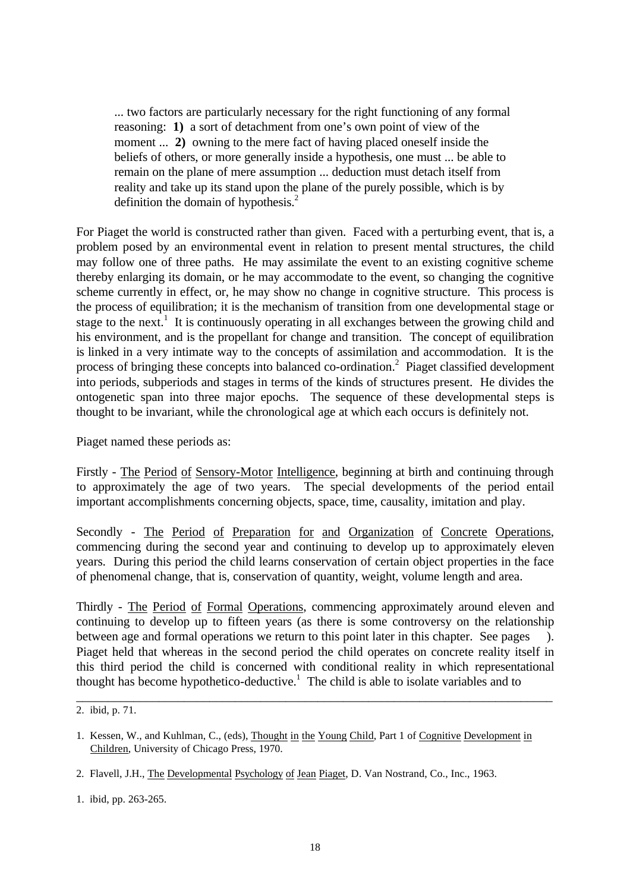> ... two factors are particularly necessary for the right functioning of any formal reasoning: **1)** a sort of detachment from one's own point of view of the moment ... **2)** owning to the mere fact of having placed oneself inside the beliefs of others, or more generally inside a hypothesis, one must ... be able to remain on the plane of mere assumption ... deduction must detach itself from reality and take up its stand upon the plane of the purely possible, which is by definition the domain of hypothesis.[2]

For Piaget the world is constructed rather than given. Faced with a perturbing event, that is, a problem posed by an environmental event in relation to present mental structures, the child may follow one of three paths. He may assimilate the event to an existing cognitive scheme thereby enlarging its domain, or he may accommodate to the event, so changing the cognitive scheme currently in effect, or, he may show no change in cognitive structure. This process is the process of equilibration; it is the mechanism of transition from one developmental stage or stage to the next.[1] It is continuously operating in all exchanges between the growing child and his environment, and is the propellant for change and transition. The concept of equilibration is linked in a very intimate way to the concepts of assimilation and accommodation. It is the process of bringing these concepts into balanced co-ordination.[2] Piaget classified development into periods, subperiods and stages in terms of the kinds of structures present. He divides the ontogenetic span into three major epochs. The sequence of these developmental steps is thought to be invariant, while the chronological age at which each occurs is definitely not.

Piaget named these periods as:

Firstly - The Period of Sensory-Motor Intelligence, beginning at birth and continuing through to approximately the age of two years. The special developments of the period entail important accomplishments concerning objects, space, time, causality, imitation and play.

Secondly - The Period of Preparation for and Organization of Concrete Operations, commencing during the second year and continuing to develop up to approximately eleven years. During this period the child learns conservation of certain object properties in the face of phenomenal change, that is, conservation of quantity, weight, volume length and area.

Thirdly - The Period of Formal Operations, commencing approximately around eleven and continuing to develop up to fifteen years (as there is some controversy on the relationship between age and formal operations we return to this point later in this chapter. See pages ). Piaget held that whereas in the second period the child operates on concrete reality itself in this third period the child is concerned with conditional reality in which representational thought has become hypothetico-deductive.[1] The child is able to isolate variables and to

---

2. ibid, p. 71.

1. Kessen, W., and Kuhlman, C., (eds), Thought in the Young Child, Part 1 of Cognitive Development in Children, University of Chicago Press, 1970.

2. Flavell, J.H., The Developmental Psychology of Jean Piaget, D. Van Nostrand, Co., Inc., 1963.

1. ibid, pp. 263-265.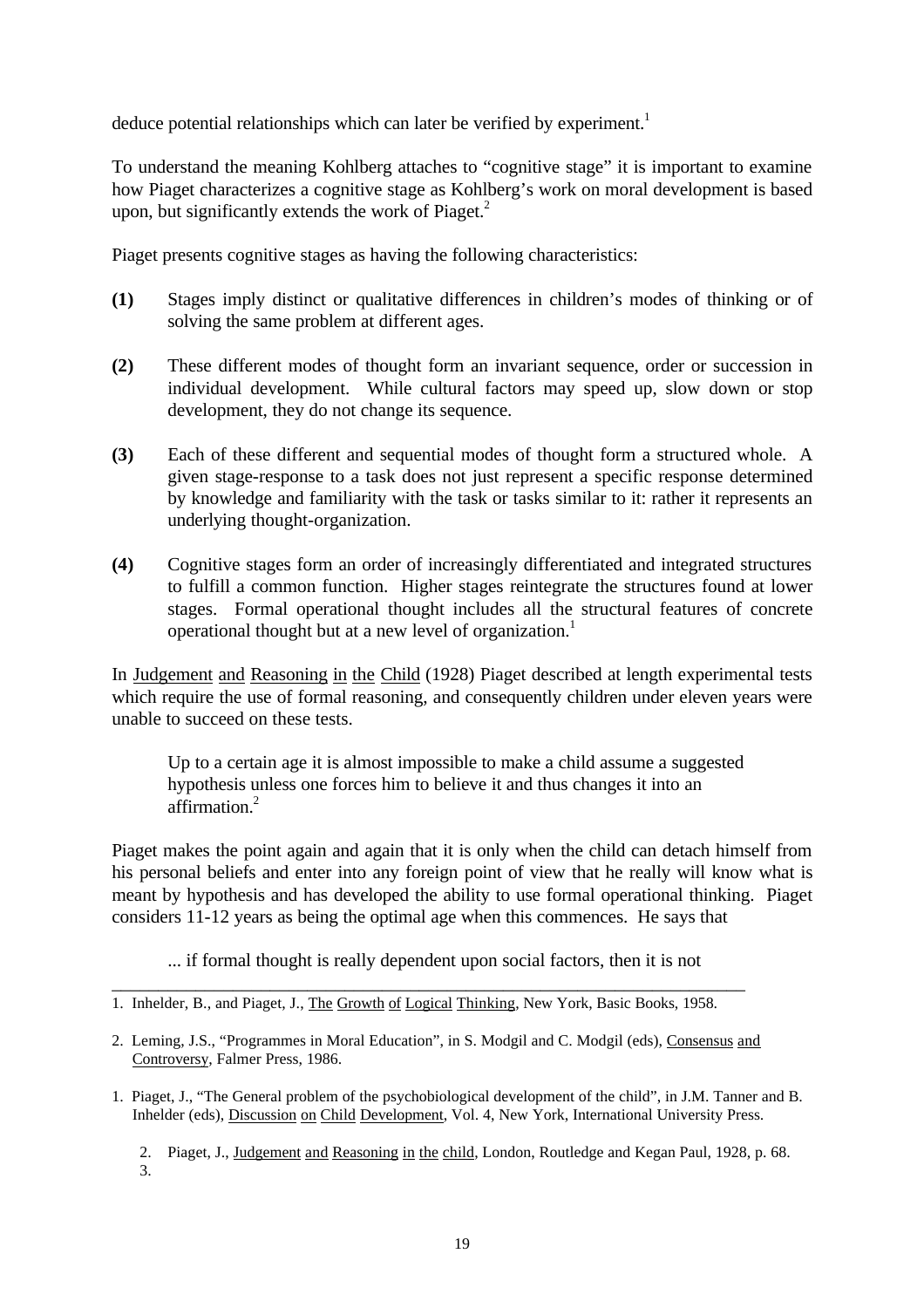deduce potential relationships which can later be verified by experiment.[1]

To understand the meaning Kohlberg attaches to "cognitive stage" it is important to examine how Piaget characterizes a cognitive stage as Kohlberg's work on moral development is based upon, but significantly extends the work of Piaget.[2]

Piaget presents cognitive stages as having the following characteristics:

**(1)** Stages imply distinct or qualitative differences in children's modes of thinking or of solving the same problem at different ages.

**(2)** These different modes of thought form an invariant sequence, order or succession in individual development. While cultural factors may speed up, slow down or stop development, they do not change its sequence.

**(3)** Each of these different and sequential modes of thought form a structured whole. A given stage-response to a task does not just represent a specific response determined by knowledge and familiarity with the task or tasks similar to it: rather it represents an underlying thought-organization.

**(4)** Cognitive stages form an order of increasingly differentiated and integrated structures to fulfill a common function. Higher stages reintegrate the structures found at lower stages. Formal operational thought includes all the structural features of concrete operational thought but at a new level of organization.[1]

In Judgement and Reasoning in the Child (1928) Piaget described at length experimental tests which require the use of formal reasoning, and consequently children under eleven years were unable to succeed on these tests.

> Up to a certain age it is almost impossible to make a child assume a suggested hypothesis unless one forces him to believe it and thus changes it into an affirmation.[2]

Piaget makes the point again and again that it is only when the child can detach himself from his personal beliefs and enter into any foreign point of view that he really will know what is meant by hypothesis and has developed the ability to use formal operational thinking. Piaget considers 11-12 years as being the optimal age when this commences. He says that

> ... if formal thought is really dependent upon social factors, then it is not

---

1. Inhelder, B., and Piaget, J., The Growth of Logical Thinking, New York, Basic Books, 1958.

2. Leming, J.S., "Programmes in Moral Education", in S. Modgil and C. Modgil (eds), Consensus and Controversy, Falmer Press, 1986.

1. Piaget, J., "The General problem of the psychobiological development of the child", in J.M. Tanner and B. Inhelder (eds), Discussion on Child Development, Vol. 4, New York, International University Press.

2. Piaget, J., Judgement and Reasoning in the child, London, Routledge and Kegan Paul, 1928, p. 68.

3.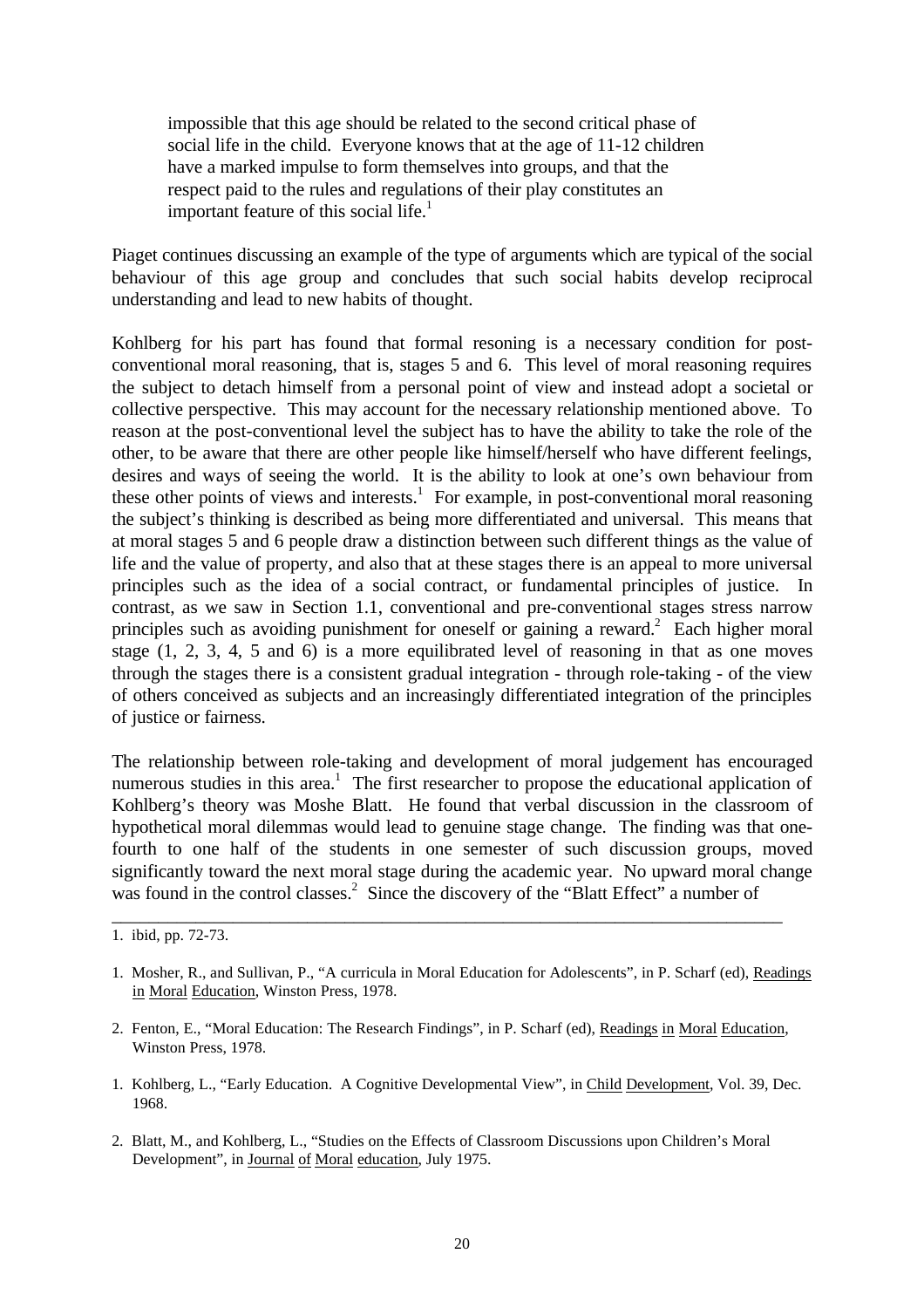> impossible that this age should be related to the second critical phase of social life in the child. Everyone knows that at the age of 11-12 children have a marked impulse to form themselves into groups, and that the respect paid to the rules and regulations of their play constitutes an important feature of this social life.[1]

Piaget continues discussing an example of the type of arguments which are typical of the social behaviour of this age group and concludes that such social habits develop reciprocal understanding and lead to new habits of thought.

Kohlberg for his part has found that formal resoning is a necessary condition for post-conventional moral reasoning, that is, stages 5 and 6. This level of moral reasoning requires the subject to detach himself from a personal point of view and instead adopt a societal or collective perspective. This may account for the necessary relationship mentioned above. To reason at the post-conventional level the subject has to have the ability to take the role of the other, to be aware that there are other people like himself/herself who have different feelings, desires and ways of seeing the world. It is the ability to look at one's own behaviour from these other points of views and interests.[1] For example, in post-conventional moral reasoning the subject's thinking is described as being more differentiated and universal. This means that at moral stages 5 and 6 people draw a distinction between such different things as the value of life and the value of property, and also that at these stages there is an appeal to more universal principles such as the idea of a social contract, or fundamental principles of justice. In contrast, as we saw in Section 1.1, conventional and pre-conventional stages stress narrow principles such as avoiding punishment for oneself or gaining a reward.[2] Each higher moral stage (1, 2, 3, 4, 5 and 6) is a more equilibrated level of reasoning in that as one moves through the stages there is a consistent gradual integration - through role-taking - of the view of others conceived as subjects and an increasingly differentiated integration of the principles of justice or fairness.

The relationship between role-taking and development of moral judgement has encouraged numerous studies in this area.[1] The first researcher to propose the educational application of Kohlberg's theory was Moshe Blatt. He found that verbal discussion in the classroom of hypothetical moral dilemmas would lead to genuine stage change. The finding was that one-fourth to one half of the students in one semester of such discussion groups, moved significantly toward the next moral stage during the academic year. No upward moral change was found in the control classes.[2] Since the discovery of the "Blatt Effect" a number of

---

1. ibid, pp. 72-73.

1. Mosher, R., and Sullivan, P., "A curricula in Moral Education for Adolescents", in P. Scharf (ed), Readings in Moral Education, Winston Press, 1978.

2. Fenton, E., "Moral Education: The Research Findings", in P. Scharf (ed), Readings in Moral Education, Winston Press, 1978.

1. Kohlberg, L., "Early Education. A Cognitive Developmental View", in Child Development, Vol. 39, Dec. 1968.

2. Blatt, M., and Kohlberg, L., "Studies on the Effects of Classroom Discussions upon Children's Moral Development", in Journal of Moral education, July 1975.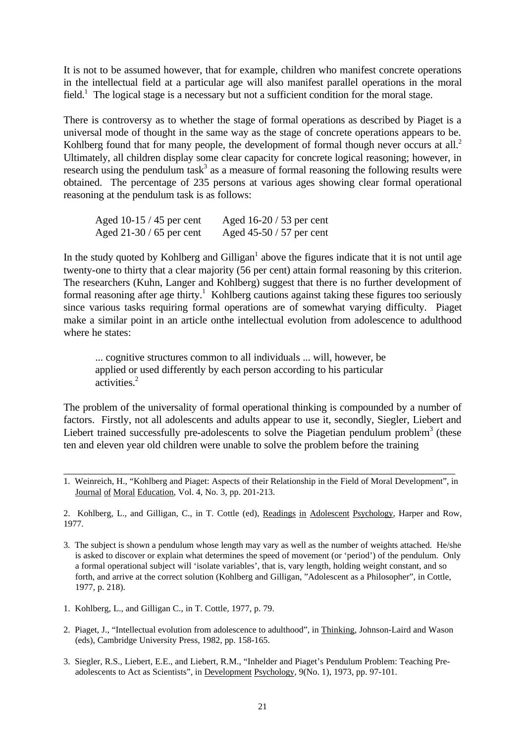It is not to be assumed however, that for example, children who manifest concrete operations in the intellectual field at a particular age will also manifest parallel operations in the moral field.[1] The logical stage is a necessary but not a sufficient condition for the moral stage.

There is controversy as to whether the stage of formal operations as described by Piaget is a universal mode of thought in the same way as the stage of concrete operations appears to be. Kohlberg found that for many people, the development of formal though never occurs at all.[2] Ultimately, all children display some clear capacity for concrete logical reasoning; however, in research using the pendulum task[3] as a measure of formal reasoning the following results were obtained. The percentage of 235 persons at various ages showing clear formal operational reasoning at the pendulum task is as follows:

| | |
|---|---|
| Aged 10-15 / 45 per cent | Aged 16-20 / 53 per cent |
| Aged 21-30 / 65 per cent | Aged 45-50 / 57 per cent |

In the study quoted by Kohlberg and Gilligan[1] above the figures indicate that it is not until age twenty-one to thirty that a clear majority (56 per cent) attain formal reasoning by this criterion. The researchers (Kuhn, Langer and Kohlberg) suggest that there is no further development of formal reasoning after age thirty.[1] Kohlberg cautions against taking these figures too seriously since various tasks requiring formal operations are of somewhat varying difficulty. Piaget make a similar point in an article onthe intellectual evolution from adolescence to adulthood where he states:

> ... cognitive structures common to all individuals ... will, however, be applied or used differently by each person according to his particular activities.[2]

The problem of the universality of formal operational thinking is compounded by a number of factors. Firstly, not all adolescents and adults appear to use it, secondly, Siegler, Liebert and Liebert trained successfully pre-adolescents to solve the Piagetian pendulum problem[3] (these ten and eleven year old children were unable to solve the problem before the training

---

1. Weinreich, H., "Kohlberg and Piaget: Aspects of their Relationship in the Field of Moral Development", in Journal of Moral Education, Vol. 4, No. 3, pp. 201-213.

2. Kohlberg, L., and Gilligan, C., in T. Cottle (ed), Readings in Adolescent Psychology, Harper and Row, 1977.

3. The subject is shown a pendulum whose length may vary as well as the number of weights attached. He/she is asked to discover or explain what determines the speed of movement (or 'period') of the pendulum. Only a formal operational subject will 'isolate variables', that is, vary length, holding weight constant, and so forth, and arrive at the correct solution (Kohlberg and Gilligan, "Adolescent as a Philosopher", in Cottle, 1977, p. 218).

1. Kohlberg, L., and Gilligan C., in T. Cottle, 1977, p. 79.

2. Piaget, J., "Intellectual evolution from adolescence to adulthood", in Thinking, Johnson-Laird and Wason (eds), Cambridge University Press, 1982, pp. 158-165.

3. Siegler, R.S., Liebert, E.E., and Liebert, R.M., "Inhelder and Piaget's Pendulum Problem: Teaching Pre-adolescents to Act as Scientists", in Development Psychology, 9(No. 1), 1973, pp. 97-101.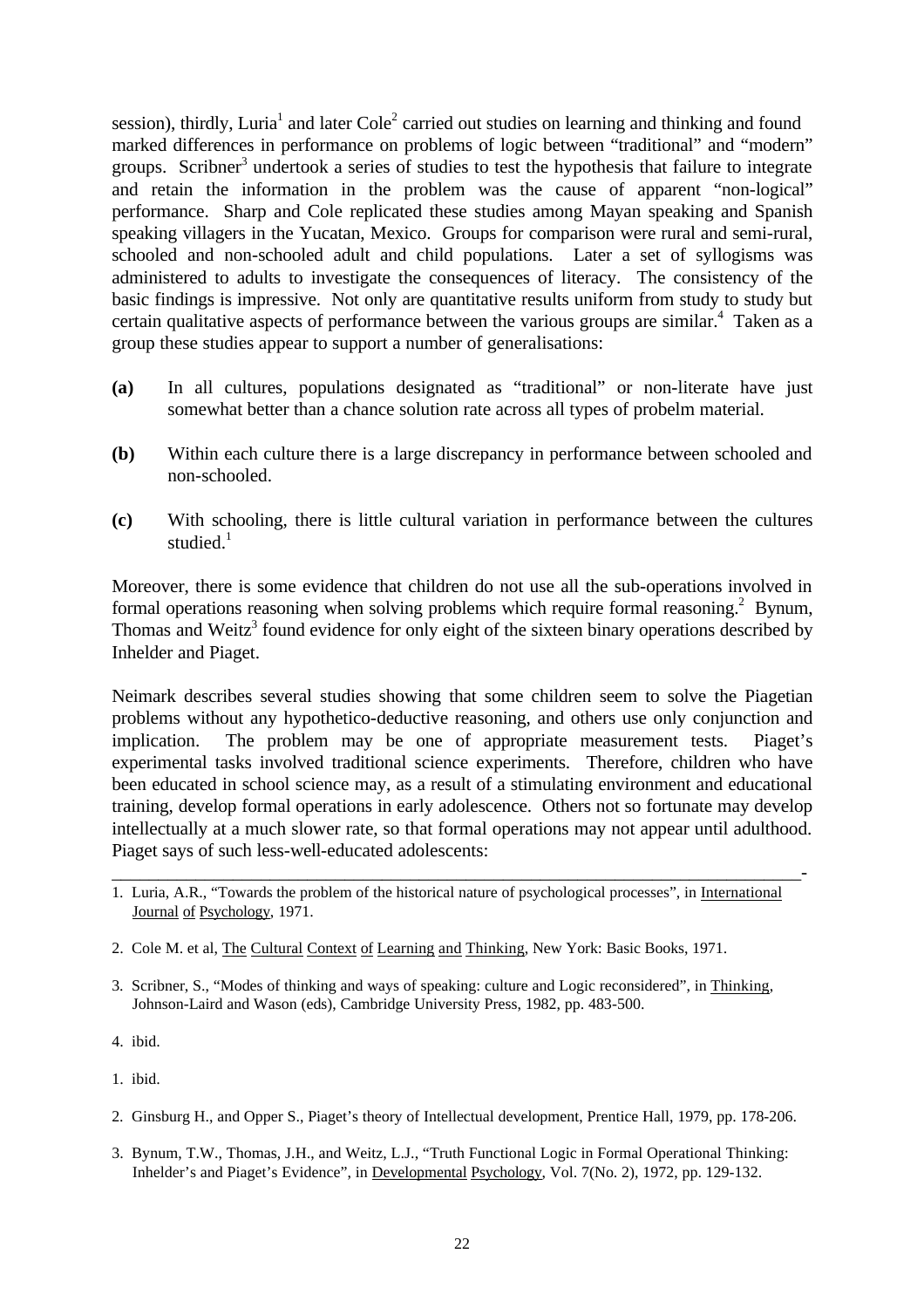session), thirdly, Luria[1] and later Cole[2] carried out studies on learning and thinking and found marked differences in performance on problems of logic between "traditional" and "modern" groups. Scribner[3] undertook a series of studies to test the hypothesis that failure to integrate and retain the information in the problem was the cause of apparent "non-logical" performance. Sharp and Cole replicated these studies among Mayan speaking and Spanish speaking villagers in the Yucatan, Mexico. Groups for comparison were rural and semi-rural, schooled and non-schooled adult and child populations. Later a set of syllogisms was administered to adults to investigate the consequences of literacy. The consistency of the basic findings is impressive. Not only are quantitative results uniform from study to study but certain qualitative aspects of performance between the various groups are similar.[4] Taken as a group these studies appear to support a number of generalisations:

**(a)** In all cultures, populations designated as "traditional" or non-literate have just somewhat better than a chance solution rate across all types of probelm material.

**(b)** Within each culture there is a large discrepancy in performance between schooled and non-schooled.

**(c)** With schooling, there is little cultural variation in performance between the cultures studied.[1]

Moreover, there is some evidence that children do not use all the sub-operations involved in formal operations reasoning when solving problems which require formal reasoning.[2] Bynum, Thomas and Weitz[3] found evidence for only eight of the sixteen binary operations described by Inhelder and Piaget.

Neimark describes several studies showing that some children seem to solve the Piagetian problems without any hypothetico-deductive reasoning, and others use only conjunction and implication. The problem may be one of appropriate measurement tests. Piaget's experimental tasks involved traditional science experiments. Therefore, children who have been educated in school science may, as a result of a stimulating environment and educational training, develop formal operations in early adolescence. Others not so fortunate may develop intellectually at a much slower rate, so that formal operations may not appear until adulthood. Piaget says of such less-well-educated adolescents:

---

1. Luria, A.R., "Towards the problem of the historical nature of psychological processes", in International Journal of Psychology, 1971.

2. Cole M. et al, The Cultural Context of Learning and Thinking, New York: Basic Books, 1971.

3. Scribner, S., "Modes of thinking and ways of speaking: culture and Logic reconsidered", in Thinking, Johnson-Laird and Wason (eds), Cambridge University Press, 1982, pp. 483-500.

4. ibid.

1. ibid.

2. Ginsburg H., and Opper S., Piaget's theory of Intellectual development, Prentice Hall, 1979, pp. 178-206.

3. Bynum, T.W., Thomas, J.H., and Weitz, L.J., "Truth Functional Logic in Formal Operational Thinking: Inhelder's and Piaget's Evidence", in Developmental Psychology, Vol. 7(No. 2), 1972, pp. 129-132.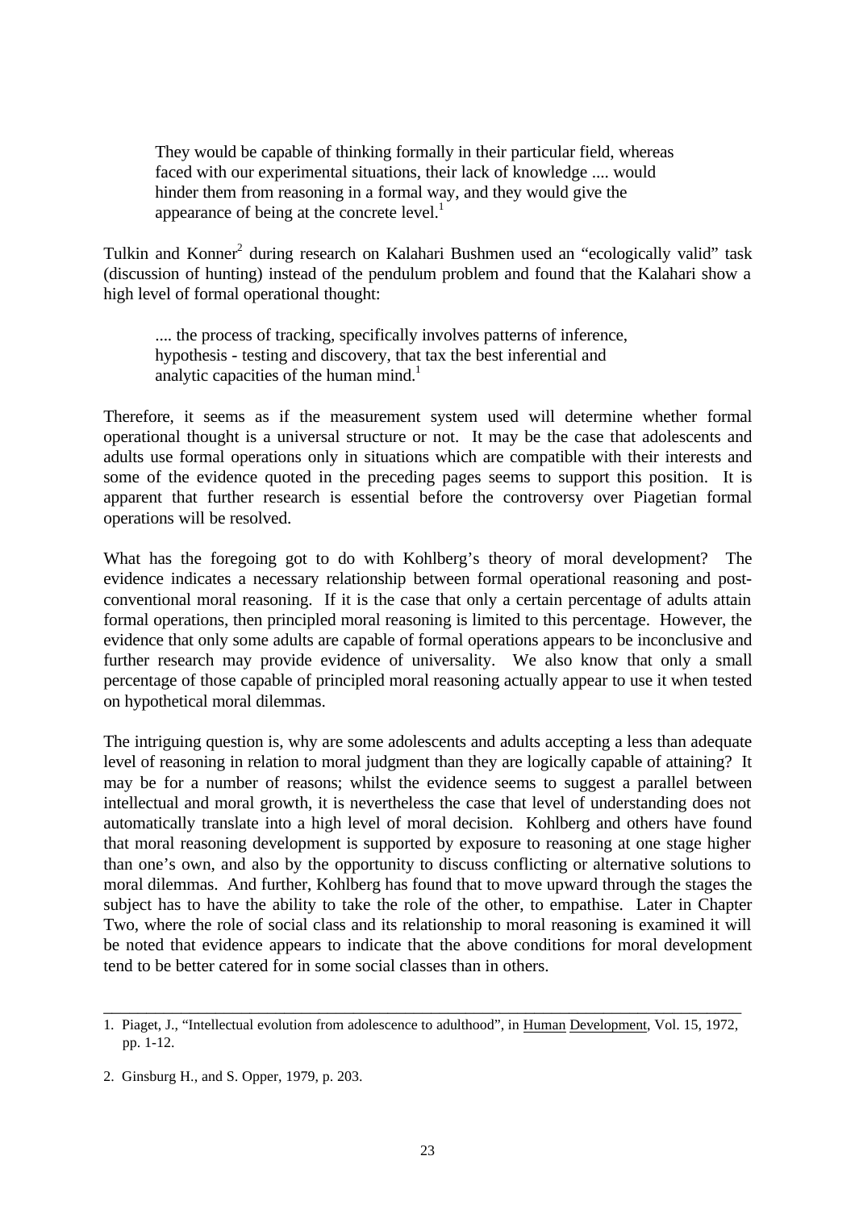> They would be capable of thinking formally in their particular field, whereas faced with our experimental situations, their lack of knowledge .... would hinder them from reasoning in a formal way, and they would give the appearance of being at the concrete level.[1]

Tulkin and Konner[2] during research on Kalahari Bushmen used an "ecologically valid" task (discussion of hunting) instead of the pendulum problem and found that the Kalahari show a high level of formal operational thought:

> .... the process of tracking, specifically involves patterns of inference, hypothesis - testing and discovery, that tax the best inferential and analytic capacities of the human mind.[1]

Therefore, it seems as if the measurement system used will determine whether formal operational thought is a universal structure or not. It may be the case that adolescents and adults use formal operations only in situations which are compatible with their interests and some of the evidence quoted in the preceding pages seems to support this position. It is apparent that further research is essential before the controversy over Piagetian formal operations will be resolved.

What has the foregoing got to do with Kohlberg's theory of moral development? The evidence indicates a necessary relationship between formal operational reasoning and post-conventional moral reasoning. If it is the case that only a certain percentage of adults attain formal operations, then principled moral reasoning is limited to this percentage. However, the evidence that only some adults are capable of formal operations appears to be inconclusive and further research may provide evidence of universality. We also know that only a small percentage of those capable of principled moral reasoning actually appear to use it when tested on hypothetical moral dilemmas.

The intriguing question is, why are some adolescents and adults accepting a less than adequate level of reasoning in relation to moral judgment than they are logically capable of attaining? It may be for a number of reasons; whilst the evidence seems to suggest a parallel between intellectual and moral growth, it is nevertheless the case that level of understanding does not automatically translate into a high level of moral decision. Kohlberg and others have found that moral reasoning development is supported by exposure to reasoning at one stage higher than one's own, and also by the opportunity to discuss conflicting or alternative solutions to moral dilemmas. And further, Kohlberg has found that to move upward through the stages the subject has to have the ability to take the role of the other, to empathise. Later in Chapter Two, where the role of social class and its relationship to moral reasoning is examined it will be noted that evidence appears to indicate that the above conditions for moral development tend to be better catered for in some social classes than in others.

---

1. Piaget, J., "Intellectual evolution from adolescence to adulthood", in Human Development, Vol. 15, 1972, pp. 1-12.

2. Ginsburg H., and S. Opper, 1979, p. 203.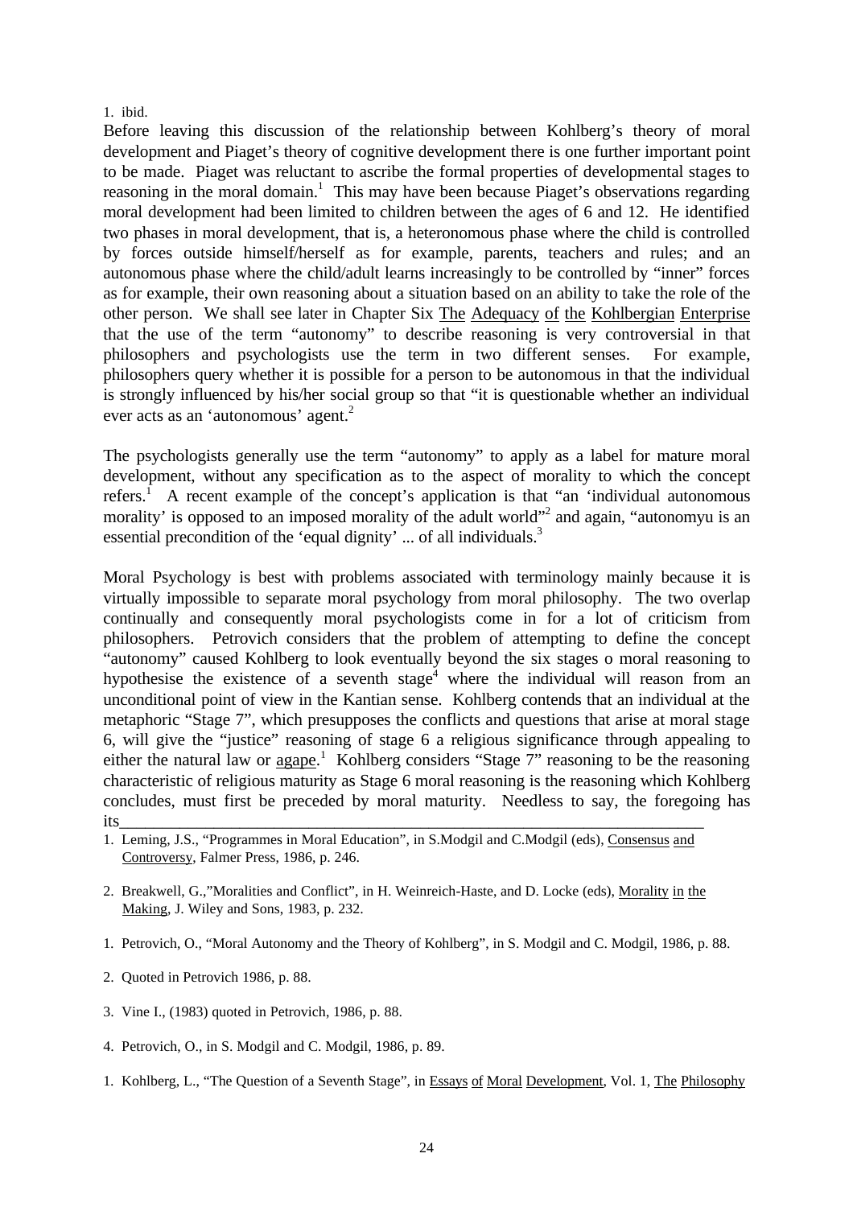1. ibid.

Before leaving this discussion of the relationship between Kohlberg's theory of moral development and Piaget's theory of cognitive development there is one further important point to be made. Piaget was reluctant to ascribe the formal properties of developmental stages to reasoning in the moral domain.[1] This may have been because Piaget's observations regarding moral development had been limited to children between the ages of 6 and 12. He identified two phases in moral development, that is, a heteronomous phase where the child is controlled by forces outside himself/herself as for example, parents, teachers and rules; and an autonomous phase where the child/adult learns increasingly to be controlled by "inner" forces as for example, their own reasoning about a situation based on an ability to take the role of the other person. We shall see later in Chapter Six The Adequacy of the Kohlbergian Enterprise that the use of the term "autonomy" to describe reasoning is very controversial in that philosophers and psychologists use the term in two different senses. For example, philosophers query whether it is possible for a person to be autonomous in that the individual is strongly influenced by his/her social group so that "it is questionable whether an individual ever acts as an 'autonomous' agent.[2]

The psychologists generally use the term "autonomy" to apply as a label for mature moral development, without any specification as to the aspect of morality to which the concept refers.[1] A recent example of the concept's application is that "an 'individual autonomous morality' is opposed to an imposed morality of the adult world"[2] and again, "autonomyu is an essential precondition of the 'equal dignity' ... of all individuals.[3]

Moral Psychology is best with problems associated with terminology mainly because it is virtually impossible to separate moral psychology from moral philosophy. The two overlap continually and consequently moral psychologists come in for a lot of criticism from philosophers. Petrovich considers that the problem of attempting to define the concept "autonomy" caused Kohlberg to look eventually beyond the six stages o moral reasoning to hypothesise the existence of a seventh stage[4] where the individual will reason from an unconditional point of view in the Kantian sense. Kohlberg contends that an individual at the metaphoric "Stage 7", which presupposes the conflicts and questions that arise at moral stage 6, will give the "justice" reasoning of stage 6 a religious significance through appealing to either the natural law or agape.[1] Kohlberg considers "Stage 7" reasoning to be the reasoning characteristic of religious maturity as Stage 6 moral reasoning is the reasoning which Kohlberg concludes, must first be preceded by moral maturity. Needless to say, the foregoing has its

---

1. Leming, J.S., "Programmes in Moral Education", in S.Modgil and C.Modgil (eds), Consensus and Controversy, Falmer Press, 1986, p. 246.

2. Breakwell, G.,"Moralities and Conflict", in H. Weinreich-Haste, and D. Locke (eds), Morality in the Making, J. Wiley and Sons, 1983, p. 232.

1. Petrovich, O., "Moral Autonomy and the Theory of Kohlberg", in S. Modgil and C. Modgil, 1986, p. 88.

2. Quoted in Petrovich 1986, p. 88.

3. Vine I., (1983) quoted in Petrovich, 1986, p. 88.

4. Petrovich, O., in S. Modgil and C. Modgil, 1986, p. 89.

1. Kohlberg, L., "The Question of a Seventh Stage", in Essays of Moral Development, Vol. 1, The Philosophy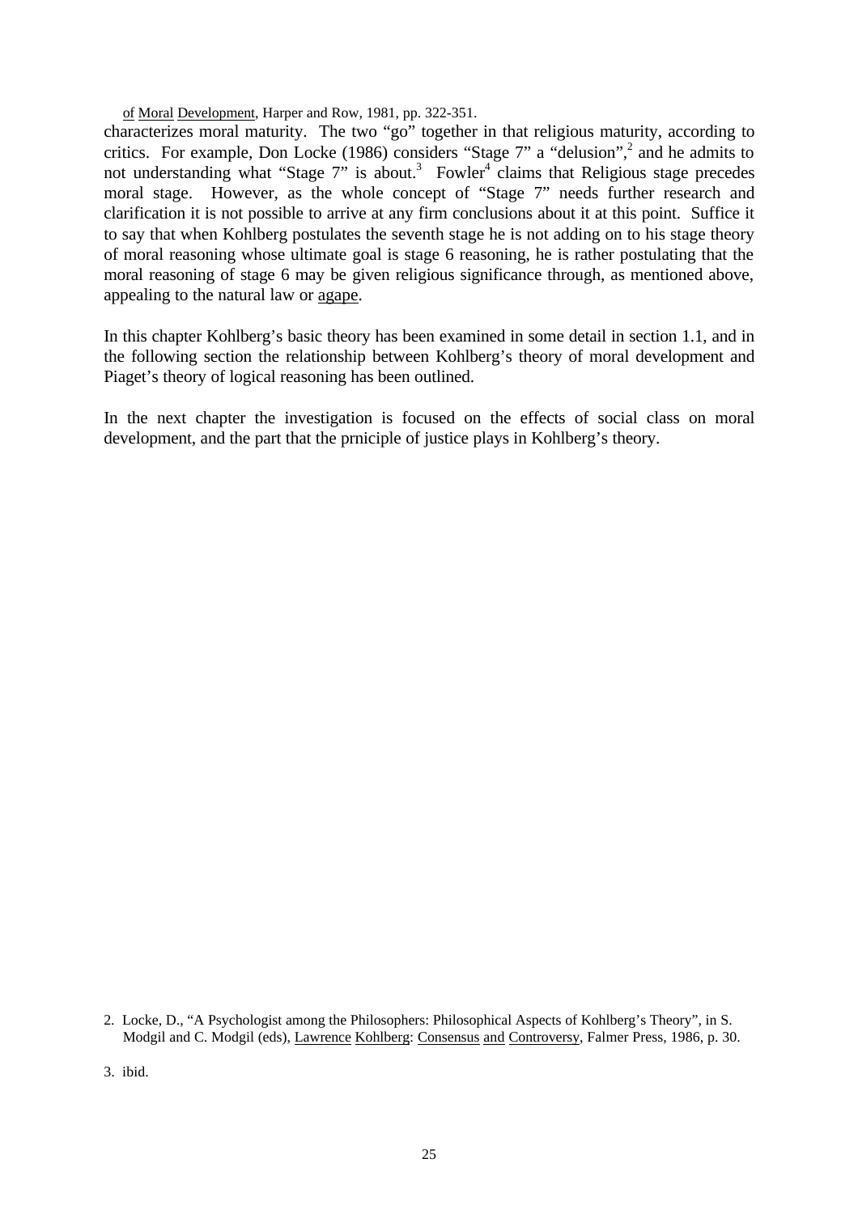of Moral Development, Harper and Row, 1981, pp. 322-351.

characterizes moral maturity. The two "go" together in that religious maturity, according to critics. For example, Don Locke (1986) considers "Stage 7" a "delusion",[2] and he admits to not understanding what "Stage 7" is about.[3] Fowler[4] claims that Religious stage precedes moral stage. However, as the whole concept of "Stage 7" needs further research and clarification it is not possible to arrive at any firm conclusions about it at this point. Suffice it to say that when Kohlberg postulates the seventh stage he is not adding on to his stage theory of moral reasoning whose ultimate goal is stage 6 reasoning, he is rather postulating that the moral reasoning of stage 6 may be given religious significance through, as mentioned above, appealing to the natural law or agape.

In this chapter Kohlberg's basic theory has been examined in some detail in section 1.1, and in the following section the relationship between Kohlberg's theory of moral development and Piaget's theory of logical reasoning has been outlined.

In the next chapter the investigation is focused on the effects of social class on moral development, and the part that the prniciple of justice plays in Kohlberg's theory.

2. Locke, D., "A Psychologist among the Philosophers: Philosophical Aspects of Kohlberg's Theory", in S. Modgil and C. Modgil (eds), Lawrence Kohlberg: Consensus and Controversy, Falmer Press, 1986, p. 30.

3. ibid.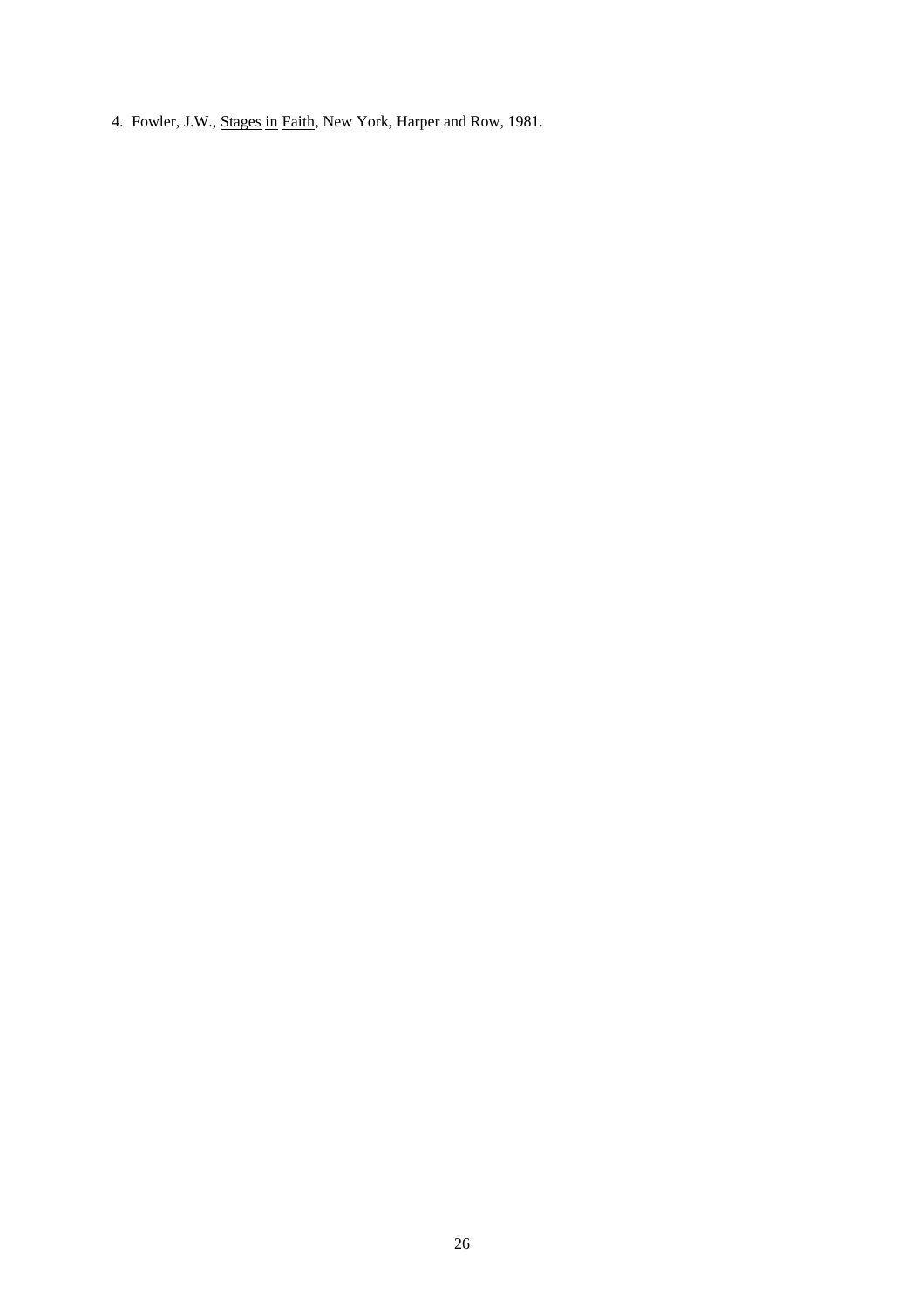4. Fowler, J.W., Stages in Faith, New York, Harper and Row, 1981.